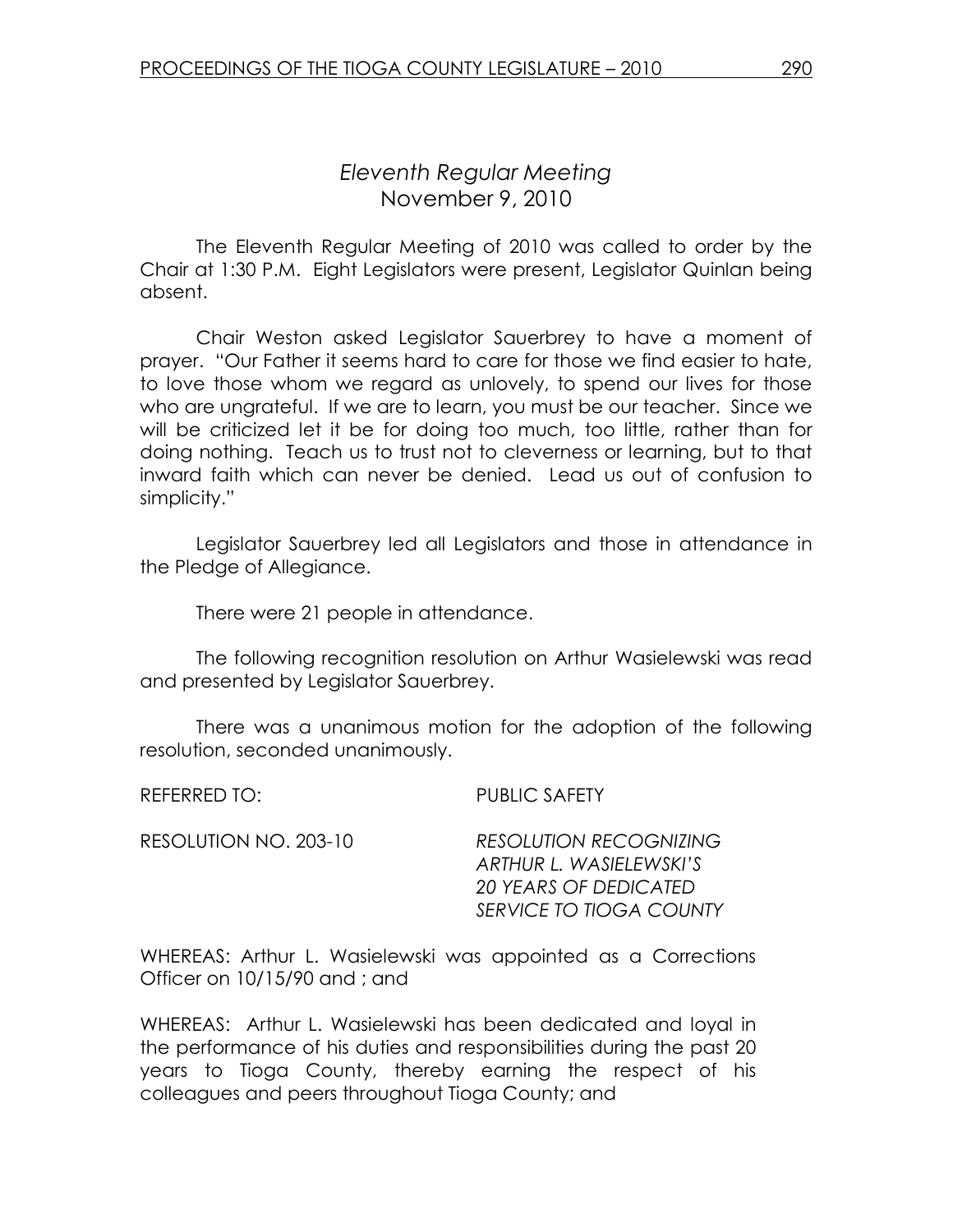## *Eleventh Regular Meeting*
## November 9, 2010

The Eleventh Regular Meeting of 2010 was called to order by the Chair at 1:30 P.M. Eight Legislators were present, Legislator Quinlan being absent.

Chair Weston asked Legislator Sauerbrey to have a moment of prayer. "Our Father it seems hard to care for those we find easier to hate, to love those whom we regard as unlovely, to spend our lives for those who are ungrateful. If we are to learn, you must be our teacher. Since we will be criticized let it be for doing too much, too little, rather than for doing nothing. Teach us to trust not to cleverness or learning, but to that inward faith which can never be denied. Lead us out of confusion to simplicity."

Legislator Sauerbrey led all Legislators and those in attendance in the Pledge of Allegiance.

There were 21 people in attendance.

The following recognition resolution on Arthur Wasielewski was read and presented by Legislator Sauerbrey.

There was a unanimous motion for the adoption of the following resolution, seconded unanimously.

REFERRED TO: PUBLIC SAFETY

RESOLUTION NO. 203-10 *RESOLUTION RECOGNIZING ARTHUR L. WASIELEWSKI'S 20 YEARS OF DEDICATED SERVICE TO TIOGA COUNTY*

WHEREAS: Arthur L. Wasielewski was appointed as a Corrections Officer on 10/15/90 and ; and

WHEREAS: Arthur L. Wasielewski has been dedicated and loyal in the performance of his duties and responsibilities during the past 20 years to Tioga County, thereby earning the respect of his colleagues and peers throughout Tioga County; and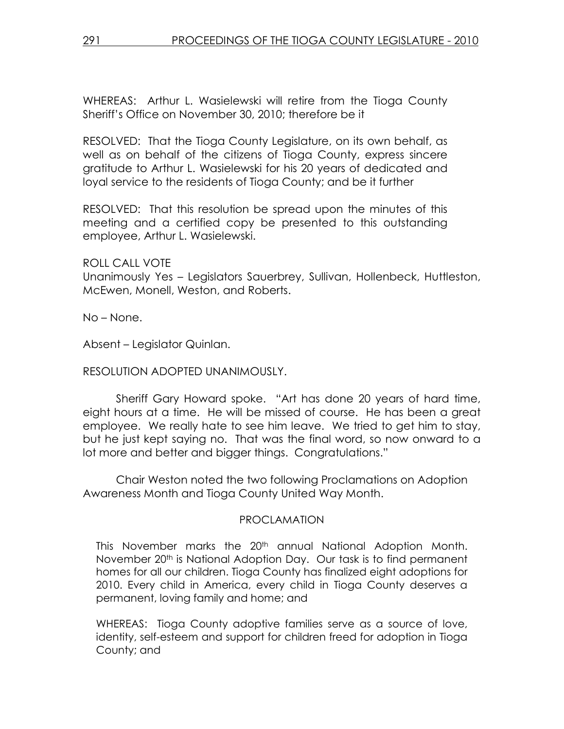WHEREAS: Arthur L. Wasielewski will retire from the Tioga County Sheriff's Office on November 30, 2010; therefore be it

RESOLVED: That the Tioga County Legislature, on its own behalf, as well as on behalf of the citizens of Tioga County, express sincere gratitude to Arthur L. Wasielewski for his 20 years of dedicated and loyal service to the residents of Tioga County; and be it further

RESOLVED: That this resolution be spread upon the minutes of this meeting and a certified copy be presented to this outstanding employee, Arthur L. Wasielewski.

ROLL CALL VOTE
Unanimously Yes – Legislators Sauerbrey, Sullivan, Hollenbeck, Huttleston, McEwen, Monell, Weston, and Roberts.

No – None.

Absent – Legislator Quinlan.

RESOLUTION ADOPTED UNANIMOUSLY.

Sheriff Gary Howard spoke. "Art has done 20 years of hard time, eight hours at a time. He will be missed of course. He has been a great employee. We really hate to see him leave. We tried to get him to stay, but he just kept saying no. That was the final word, so now onward to a lot more and better and bigger things. Congratulations."

Chair Weston noted the two following Proclamations on Adoption Awareness Month and Tioga County United Way Month.

PROCLAMATION

This November marks the 20th annual National Adoption Month. November 20th is National Adoption Day. Our task is to find permanent homes for all our children. Tioga County has finalized eight adoptions for 2010. Every child in America, every child in Tioga County deserves a permanent, loving family and home; and

WHEREAS: Tioga County adoptive families serve as a source of love, identity, self-esteem and support for children freed for adoption in Tioga County; and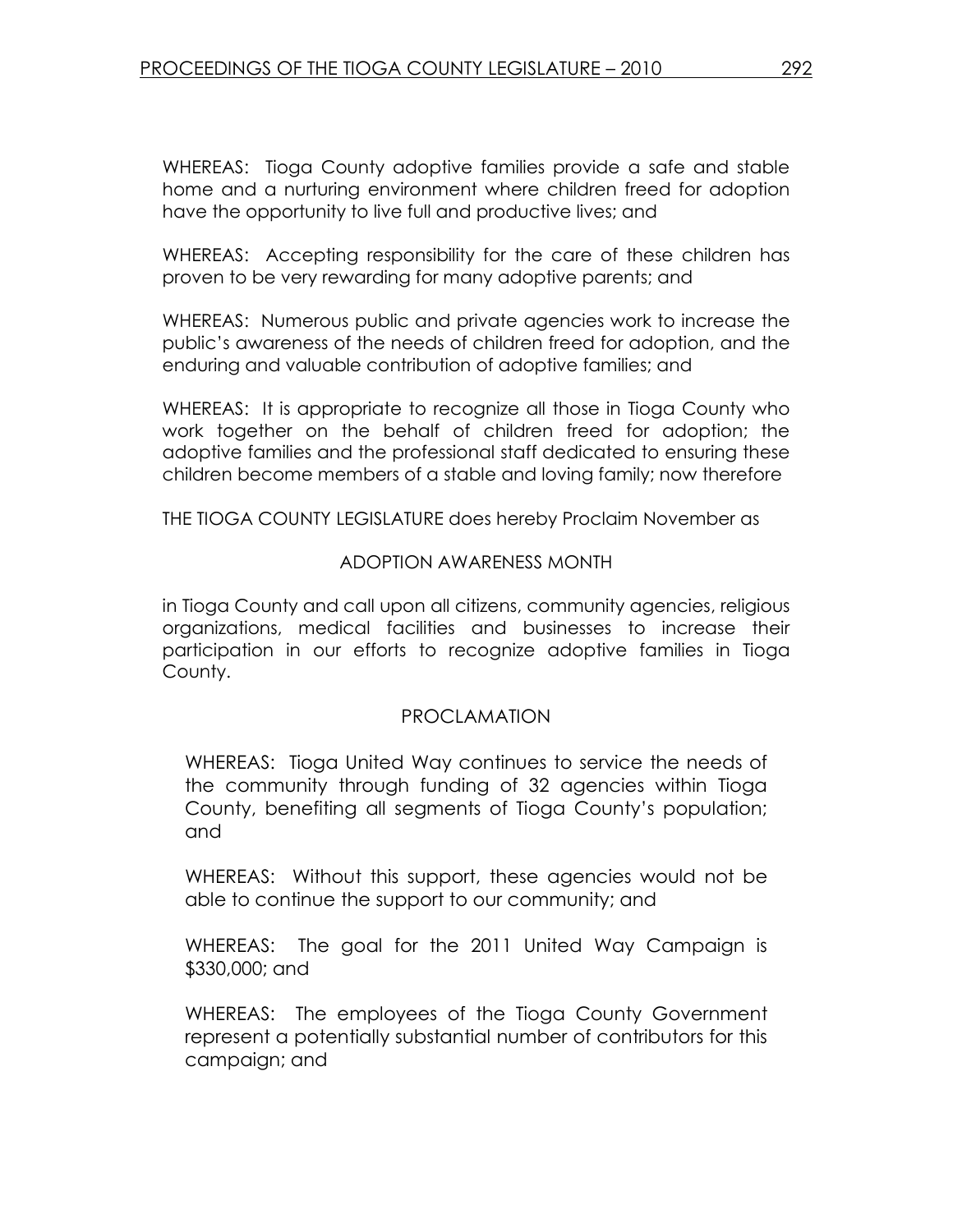WHEREAS: Tioga County adoptive families provide a safe and stable home and a nurturing environment where children freed for adoption have the opportunity to live full and productive lives; and

WHEREAS: Accepting responsibility for the care of these children has proven to be very rewarding for many adoptive parents; and

WHEREAS: Numerous public and private agencies work to increase the public's awareness of the needs of children freed for adoption, and the enduring and valuable contribution of adoptive families; and

WHEREAS: It is appropriate to recognize all those in Tioga County who work together on the behalf of children freed for adoption; the adoptive families and the professional staff dedicated to ensuring these children become members of a stable and loving family; now therefore

THE TIOGA COUNTY LEGISLATURE does hereby Proclaim November as

ADOPTION AWARENESS MONTH

in Tioga County and call upon all citizens, community agencies, religious organizations, medical facilities and businesses to increase their participation in our efforts to recognize adoptive families in Tioga County.

PROCLAMATION

WHEREAS: Tioga United Way continues to service the needs of the community through funding of 32 agencies within Tioga County, benefiting all segments of Tioga County's population; and

WHEREAS: Without this support, these agencies would not be able to continue the support to our community; and

WHEREAS: The goal for the 2011 United Way Campaign is $330,000; and

WHEREAS: The employees of the Tioga County Government represent a potentially substantial number of contributors for this campaign; and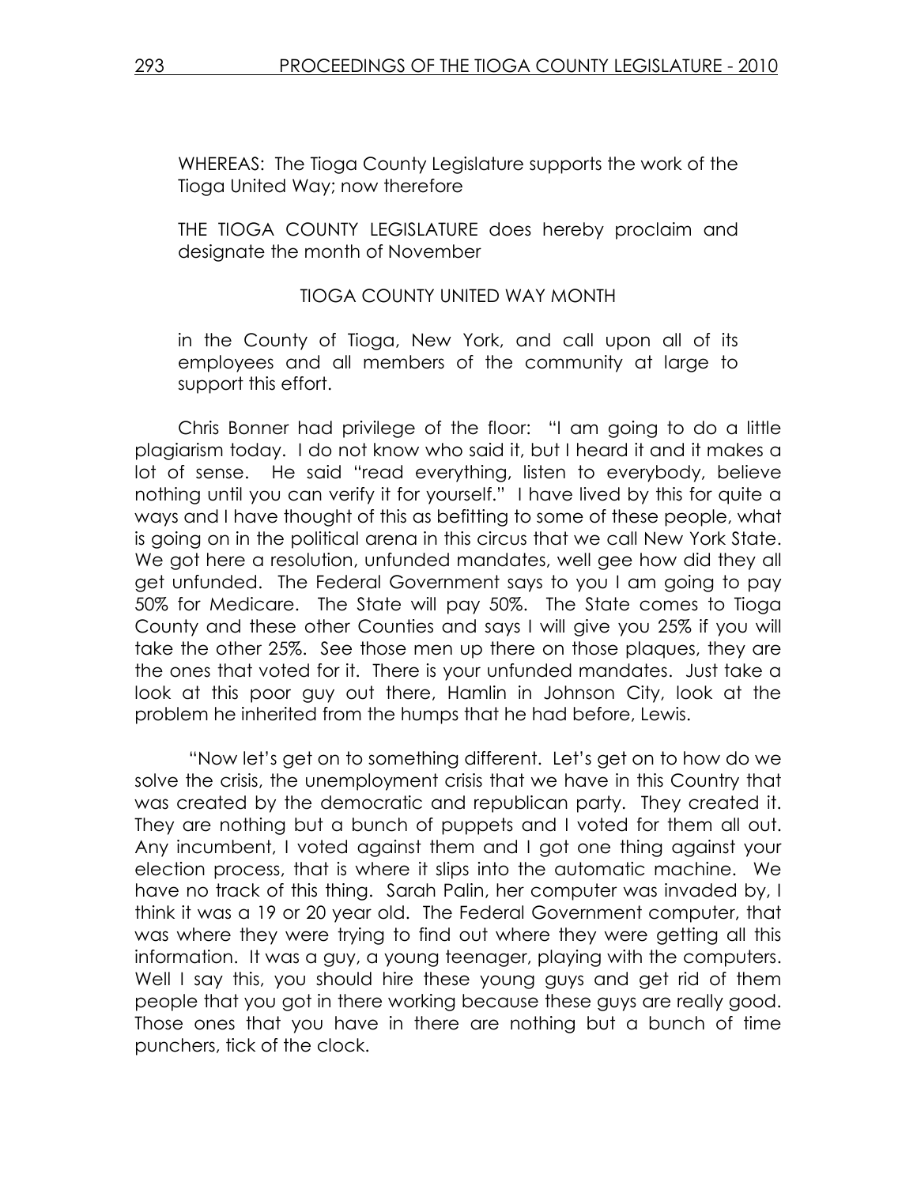WHEREAS: The Tioga County Legislature supports the work of the Tioga United Way; now therefore

THE TIOGA COUNTY LEGISLATURE does hereby proclaim and designate the month of November

TIOGA COUNTY UNITED WAY MONTH

in the County of Tioga, New York, and call upon all of its employees and all members of the community at large to support this effort.

Chris Bonner had privilege of the floor: "I am going to do a little plagiarism today. I do not know who said it, but I heard it and it makes a lot of sense. He said "read everything, listen to everybody, believe nothing until you can verify it for yourself." I have lived by this for quite a ways and I have thought of this as befitting to some of these people, what is going on in the political arena in this circus that we call New York State. We got here a resolution, unfunded mandates, well gee how did they all get unfunded. The Federal Government says to you I am going to pay 50% for Medicare. The State will pay 50%. The State comes to Tioga County and these other Counties and says I will give you 25% if you will take the other 25%. See those men up there on those plaques, they are the ones that voted for it. There is your unfunded mandates. Just take a look at this poor guy out there, Hamlin in Johnson City, look at the problem he inherited from the humps that he had before, Lewis.

"Now let's get on to something different. Let's get on to how do we solve the crisis, the unemployment crisis that we have in this Country that was created by the democratic and republican party. They created it. They are nothing but a bunch of puppets and I voted for them all out. Any incumbent, I voted against them and I got one thing against your election process, that is where it slips into the automatic machine. We have no track of this thing. Sarah Palin, her computer was invaded by, I think it was a 19 or 20 year old. The Federal Government computer, that was where they were trying to find out where they were getting all this information. It was a guy, a young teenager, playing with the computers. Well I say this, you should hire these young guys and get rid of them people that you got in there working because these guys are really good. Those ones that you have in there are nothing but a bunch of time punchers, tick of the clock.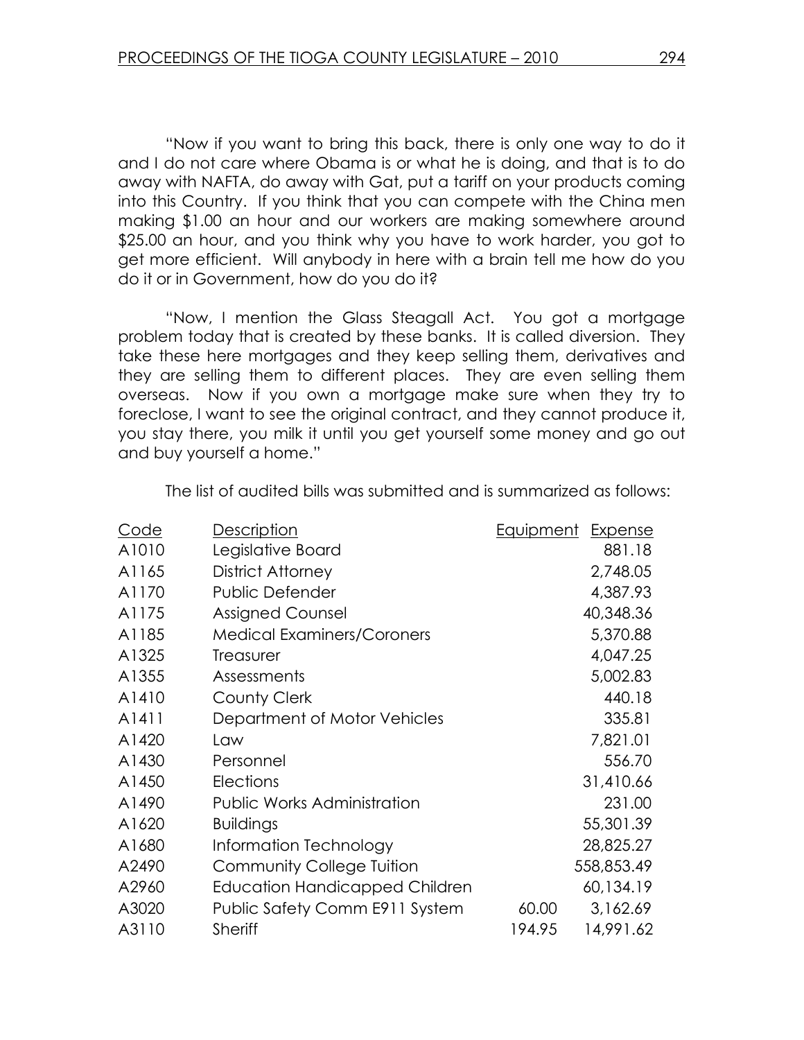"Now if you want to bring this back, there is only one way to do it and I do not care where Obama is or what he is doing, and that is to do away with NAFTA, do away with Gat, put a tariff on your products coming into this Country. If you think that you can compete with the China men making $1.00 an hour and our workers are making somewhere around $25.00 an hour, and you think why you have to work harder, you got to get more efficient. Will anybody in here with a brain tell me how do you do it or in Government, how do you do it?

"Now, I mention the Glass Steagall Act. You got a mortgage problem today that is created by these banks. It is called diversion. They take these here mortgages and they keep selling them, derivatives and they are selling them to different places. They are even selling them overseas. Now if you own a mortgage make sure when they try to foreclose, I want to see the original contract, and they cannot produce it, you stay there, you milk it until you get yourself some money and go out and buy yourself a home."

The list of audited bills was submitted and is summarized as follows:

| Code | Description | Equipment | Expense |
|---|---|---|---|
| A1010 | Legislative Board | | 881.18 |
| A1165 | District Attorney | | 2,748.05 |
| A1170 | Public Defender | | 4,387.93 |
| A1175 | Assigned Counsel | | 40,348.36 |
| A1185 | Medical Examiners/Coroners | | 5,370.88 |
| A1325 | Treasurer | | 4,047.25 |
| A1355 | Assessments | | 5,002.83 |
| A1410 | County Clerk | | 440.18 |
| A1411 | Department of Motor Vehicles | | 335.81 |
| A1420 | Law | | 7,821.01 |
| A1430 | Personnel | | 556.70 |
| A1450 | Elections | | 31,410.66 |
| A1490 | Public Works Administration | | 231.00 |
| A1620 | Buildings | | 55,301.39 |
| A1680 | Information Technology | | 28,825.27 |
| A2490 | Community College Tuition | | 558,853.49 |
| A2960 | Education Handicapped Children | | 60,134.19 |
| A3020 | Public Safety Comm E911 System | 60.00 | 3,162.69 |
| A3110 | Sheriff | 194.95 | 14,991.62 |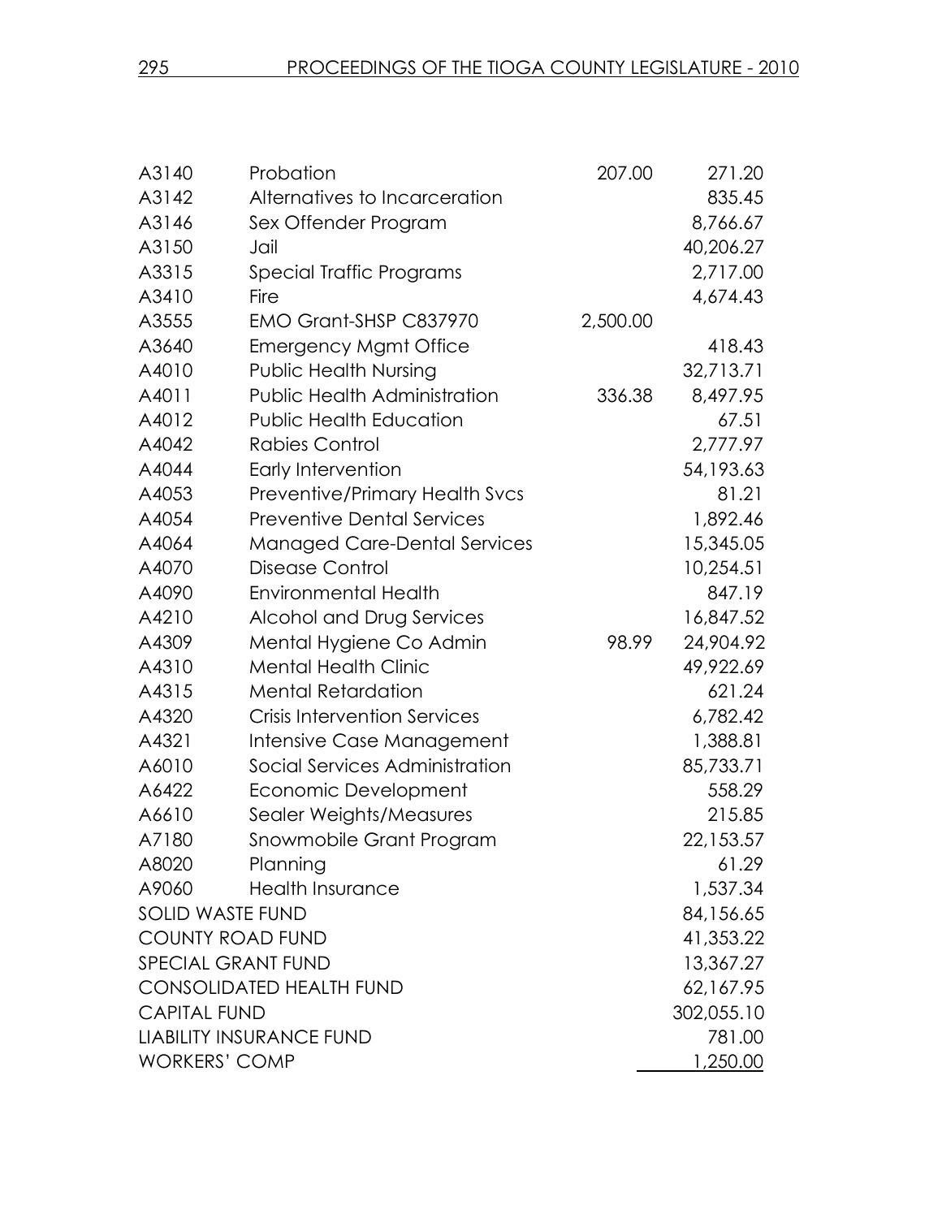| | | | |
|---|---|---|---|
| A3140 | Probation | 207.00 | 271.20 |
| A3142 | Alternatives to Incarceration | | 835.45 |
| A3146 | Sex Offender Program | | 8,766.67 |
| A3150 | Jail | | 40,206.27 |
| A3315 | Special Traffic Programs | | 2,717.00 |
| A3410 | Fire | | 4,674.43 |
| A3555 | EMO Grant-SHSP C837970 | 2,500.00 | |
| A3640 | Emergency Mgmt Office | | 418.43 |
| A4010 | Public Health Nursing | | 32,713.71 |
| A4011 | Public Health Administration | 336.38 | 8,497.95 |
| A4012 | Public Health Education | | 67.51 |
| A4042 | Rabies Control | | 2,777.97 |
| A4044 | Early Intervention | | 54,193.63 |
| A4053 | Preventive/Primary Health Svcs | | 81.21 |
| A4054 | Preventive Dental Services | | 1,892.46 |
| A4064 | Managed Care-Dental Services | | 15,345.05 |
| A4070 | Disease Control | | 10,254.51 |
| A4090 | Environmental Health | | 847.19 |
| A4210 | Alcohol and Drug Services | | 16,847.52 |
| A4309 | Mental Hygiene Co Admin | 98.99 | 24,904.92 |
| A4310 | Mental Health Clinic | | 49,922.69 |
| A4315 | Mental Retardation | | 621.24 |
| A4320 | Crisis Intervention Services | | 6,782.42 |
| A4321 | Intensive Case Management | | 1,388.81 |
| A6010 | Social Services Administration | | 85,733.71 |
| A6422 | Economic Development | | 558.29 |
| A6610 | Sealer Weights/Measures | | 215.85 |
| A7180 | Snowmobile Grant Program | | 22,153.57 |
| A8020 | Planning | | 61.29 |
| A9060 | Health Insurance | | 1,537.34 |
| SOLID WASTE FUND | | | 84,156.65 |
| COUNTY ROAD FUND | | | 41,353.22 |
| SPECIAL GRANT FUND | | | 13,367.27 |
| CONSOLIDATED HEALTH FUND | | | 62,167.95 |
| CAPITAL FUND | | | 302,055.10 |
| LIABILITY INSURANCE FUND | | | 781.00 |
| WORKERS' COMP | | | 1,250.00 |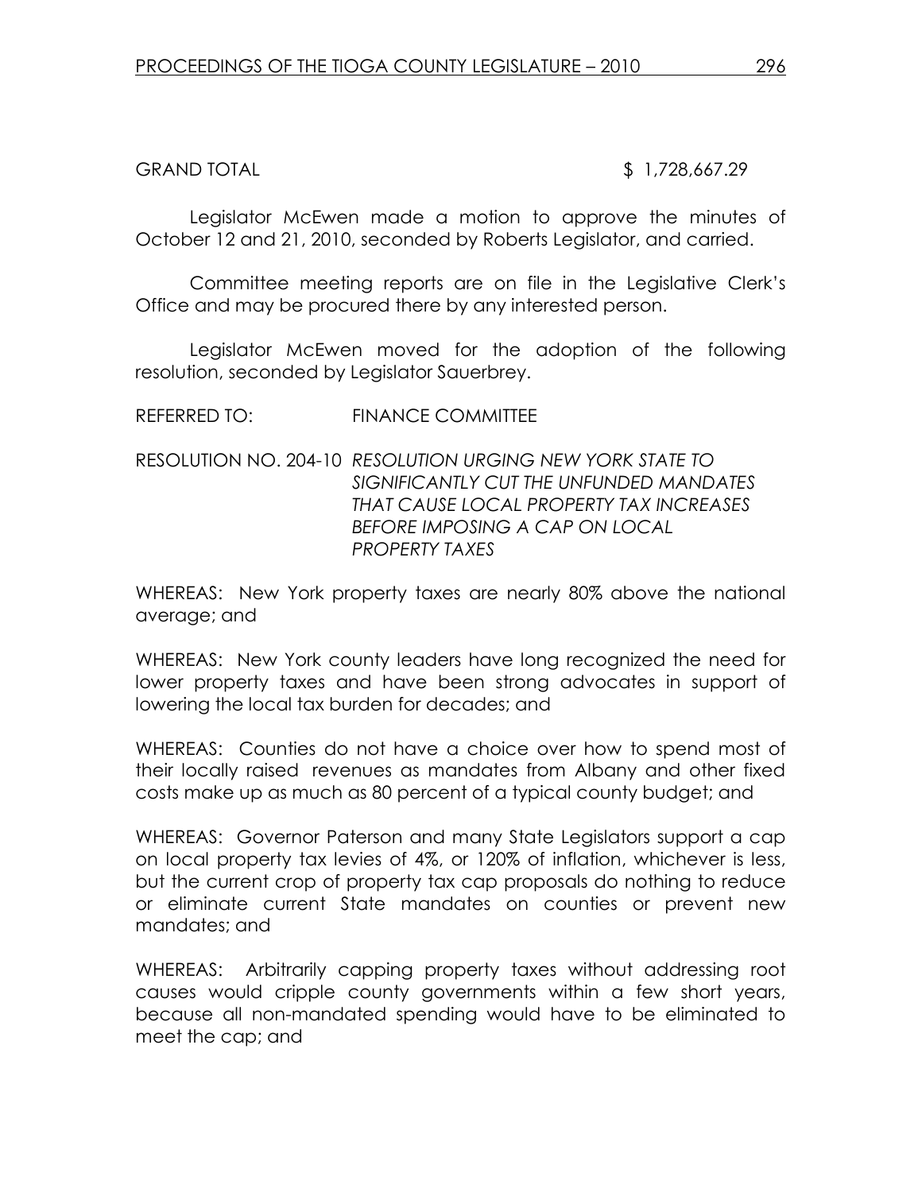GRAND TOTAL $ 1,728,667.29

Legislator McEwen made a motion to approve the minutes of October 12 and 21, 2010, seconded by Roberts Legislator, and carried.

Committee meeting reports are on file in the Legislative Clerk's Office and may be procured there by any interested person.

Legislator McEwen moved for the adoption of the following resolution, seconded by Legislator Sauerbrey.

REFERRED TO: FINANCE COMMITTEE

RESOLUTION NO. 204-10 *RESOLUTION URGING NEW YORK STATE TO SIGNIFICANTLY CUT THE UNFUNDED MANDATES THAT CAUSE LOCAL PROPERTY TAX INCREASES BEFORE IMPOSING A CAP ON LOCAL PROPERTY TAXES*

WHEREAS: New York property taxes are nearly 80% above the national average; and

WHEREAS: New York county leaders have long recognized the need for lower property taxes and have been strong advocates in support of lowering the local tax burden for decades; and

WHEREAS: Counties do not have a choice over how to spend most of their locally raised revenues as mandates from Albany and other fixed costs make up as much as 80 percent of a typical county budget; and

WHEREAS: Governor Paterson and many State Legislators support a cap on local property tax levies of 4%, or 120% of inflation, whichever is less, but the current crop of property tax cap proposals do nothing to reduce or eliminate current State mandates on counties or prevent new mandates; and

WHEREAS: Arbitrarily capping property taxes without addressing root causes would cripple county governments within a few short years, because all non-mandated spending would have to be eliminated to meet the cap; and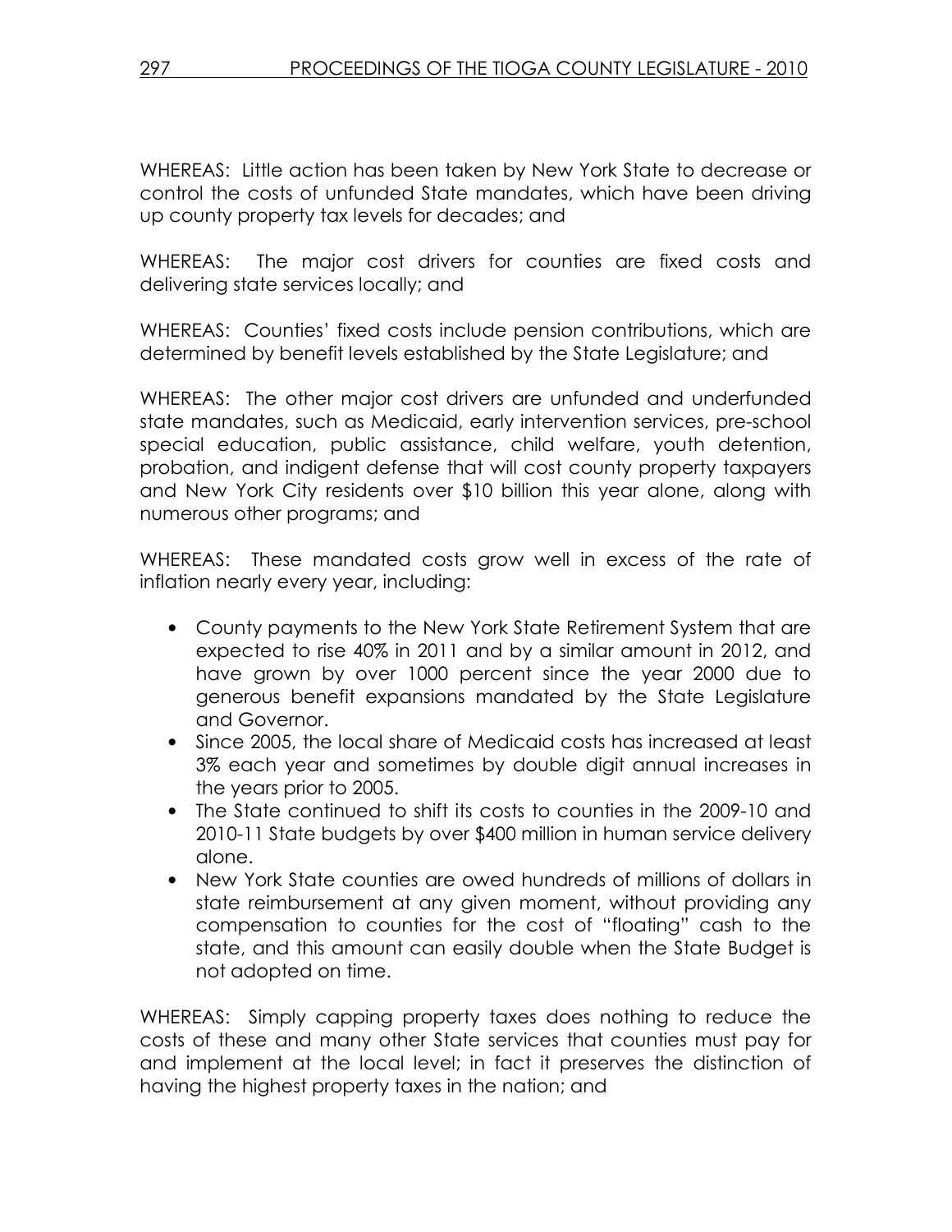WHEREAS: Little action has been taken by New York State to decrease or control the costs of unfunded State mandates, which have been driving up county property tax levels for decades; and

WHEREAS: The major cost drivers for counties are fixed costs and delivering state services locally; and

WHEREAS: Counties' fixed costs include pension contributions, which are determined by benefit levels established by the State Legislature; and

WHEREAS: The other major cost drivers are unfunded and underfunded state mandates, such as Medicaid, early intervention services, pre-school special education, public assistance, child welfare, youth detention, probation, and indigent defense that will cost county property taxpayers and New York City residents over $10 billion this year alone, along with numerous other programs; and

WHEREAS: These mandated costs grow well in excess of the rate of inflation nearly every year, including:

- County payments to the New York State Retirement System that are expected to rise 40% in 2011 and by a similar amount in 2012, and have grown by over 1000 percent since the year 2000 due to generous benefit expansions mandated by the State Legislature and Governor.
- Since 2005, the local share of Medicaid costs has increased at least 3% each year and sometimes by double digit annual increases in the years prior to 2005.
- The State continued to shift its costs to counties in the 2009-10 and 2010-11 State budgets by over $400 million in human service delivery alone.
- New York State counties are owed hundreds of millions of dollars in state reimbursement at any given moment, without providing any compensation to counties for the cost of "floating" cash to the state, and this amount can easily double when the State Budget is not adopted on time.

WHEREAS: Simply capping property taxes does nothing to reduce the costs of these and many other State services that counties must pay for and implement at the local level; in fact it preserves the distinction of having the highest property taxes in the nation; and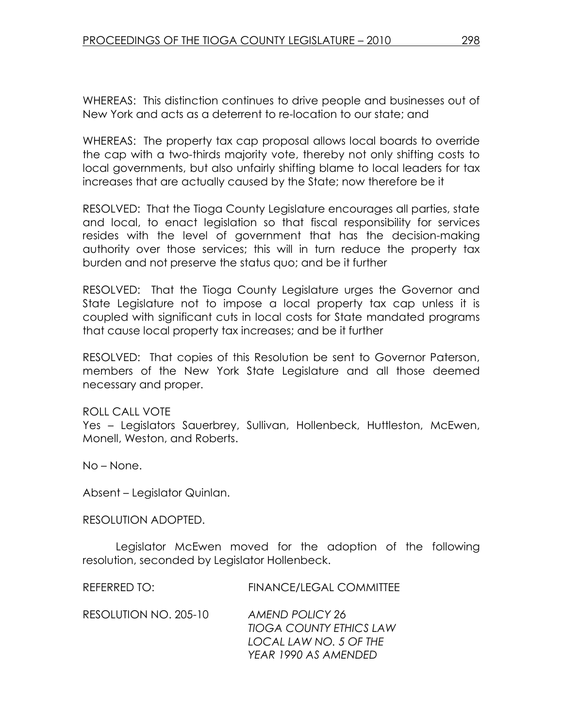WHEREAS: This distinction continues to drive people and businesses out of New York and acts as a deterrent to re-location to our state; and

WHEREAS: The property tax cap proposal allows local boards to override the cap with a two-thirds majority vote, thereby not only shifting costs to local governments, but also unfairly shifting blame to local leaders for tax increases that are actually caused by the State; now therefore be it

RESOLVED: That the Tioga County Legislature encourages all parties, state and local, to enact legislation so that fiscal responsibility for services resides with the level of government that has the decision-making authority over those services; this will in turn reduce the property tax burden and not preserve the status quo; and be it further

RESOLVED: That the Tioga County Legislature urges the Governor and State Legislature not to impose a local property tax cap unless it is coupled with significant cuts in local costs for State mandated programs that cause local property tax increases; and be it further

RESOLVED: That copies of this Resolution be sent to Governor Paterson, members of the New York State Legislature and all those deemed necessary and proper.

ROLL CALL VOTE
Yes – Legislators Sauerbrey, Sullivan, Hollenbeck, Huttleston, McEwen, Monell, Weston, and Roberts.

No – None.

Absent – Legislator Quinlan.

RESOLUTION ADOPTED.

Legislator McEwen moved for the adoption of the following resolution, seconded by Legislator Hollenbeck.

REFERRED TO: FINANCE/LEGAL COMMITTEE

RESOLUTION NO. 205-10 *AMEND POLICY 26*
*TIOGA COUNTY ETHICS LAW*
*LOCAL LAW NO. 5 OF THE*
*YEAR 1990 AS AMENDED*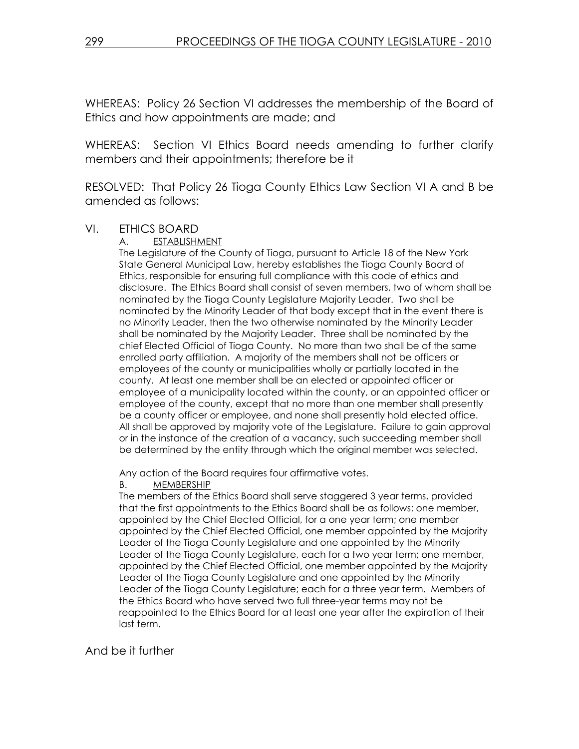WHEREAS: Policy 26 Section VI addresses the membership of the Board of Ethics and how appointments are made; and

WHEREAS: Section VI Ethics Board needs amending to further clarify members and their appointments; therefore be it

RESOLVED: That Policy 26 Tioga County Ethics Law Section VI A and B be amended as follows:

VI. ETHICS BOARD

A. <u>ESTABLISHMENT</u>

The Legislature of the County of Tioga, pursuant to Article 18 of the New York State General Municipal Law, hereby establishes the Tioga County Board of Ethics, responsible for ensuring full compliance with this code of ethics and disclosure. The Ethics Board shall consist of seven members, two of whom shall be nominated by the Tioga County Legislature Majority Leader. Two shall be nominated by the Minority Leader of that body except that in the event there is no Minority Leader, then the two otherwise nominated by the Minority Leader shall be nominated by the Majority Leader. Three shall be nominated by the chief Elected Official of Tioga County. No more than two shall be of the same enrolled party affiliation. A majority of the members shall not be officers or employees of the county or municipalities wholly or partially located in the county. At least one member shall be an elected or appointed officer or employee of a municipality located within the county, or an appointed officer or employee of the county, except that no more than one member shall presently be a county officer or employee, and none shall presently hold elected office. All shall be approved by majority vote of the Legislature. Failure to gain approval or in the instance of the creation of a vacancy, such succeeding member shall be determined by the entity through which the original member was selected.

Any action of the Board requires four affirmative votes.

B. <u>MEMBERSHIP</u>

The members of the Ethics Board shall serve staggered 3 year terms, provided that the first appointments to the Ethics Board shall be as follows: one member, appointed by the Chief Elected Official, for a one year term; one member appointed by the Chief Elected Official, one member appointed by the Majority Leader of the Tioga County Legislature and one appointed by the Minority Leader of the Tioga County Legislature, each for a two year term; one member, appointed by the Chief Elected Official, one member appointed by the Majority Leader of the Tioga County Legislature and one appointed by the Minority Leader of the Tioga County Legislature; each for a three year term. Members of the Ethics Board who have served two full three-year terms may not be reappointed to the Ethics Board for at least one year after the expiration of their last term.

And be it further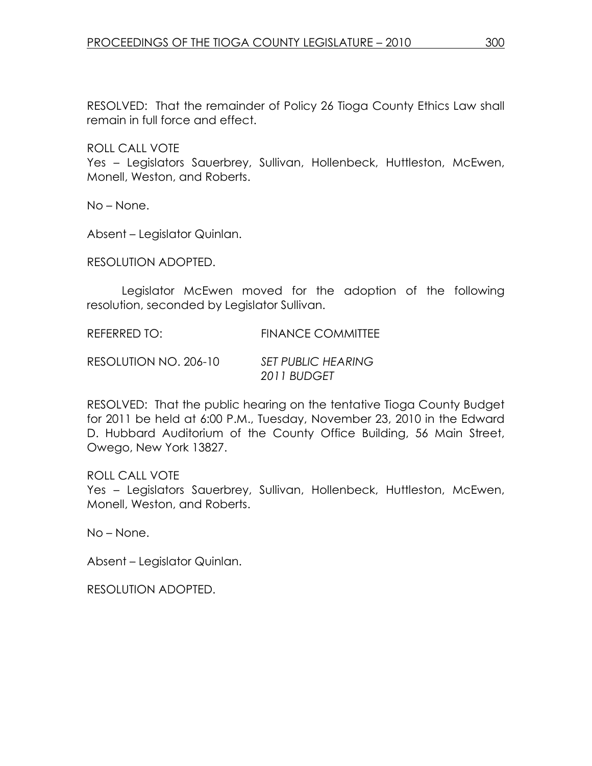RESOLVED: That the remainder of Policy 26 Tioga County Ethics Law shall remain in full force and effect.

ROLL CALL VOTE
Yes – Legislators Sauerbrey, Sullivan, Hollenbeck, Huttleston, McEwen, Monell, Weston, and Roberts.

No – None.

Absent – Legislator Quinlan.

RESOLUTION ADOPTED.

Legislator McEwen moved for the adoption of the following resolution, seconded by Legislator Sullivan.

REFERRED TO: FINANCE COMMITTEE

RESOLUTION NO. 206-10 *SET PUBLIC HEARING 2011 BUDGET*

RESOLVED: That the public hearing on the tentative Tioga County Budget for 2011 be held at 6:00 P.M., Tuesday, November 23, 2010 in the Edward D. Hubbard Auditorium of the County Office Building, 56 Main Street, Owego, New York 13827.

ROLL CALL VOTE
Yes – Legislators Sauerbrey, Sullivan, Hollenbeck, Huttleston, McEwen, Monell, Weston, and Roberts.

No – None.

Absent – Legislator Quinlan.

RESOLUTION ADOPTED.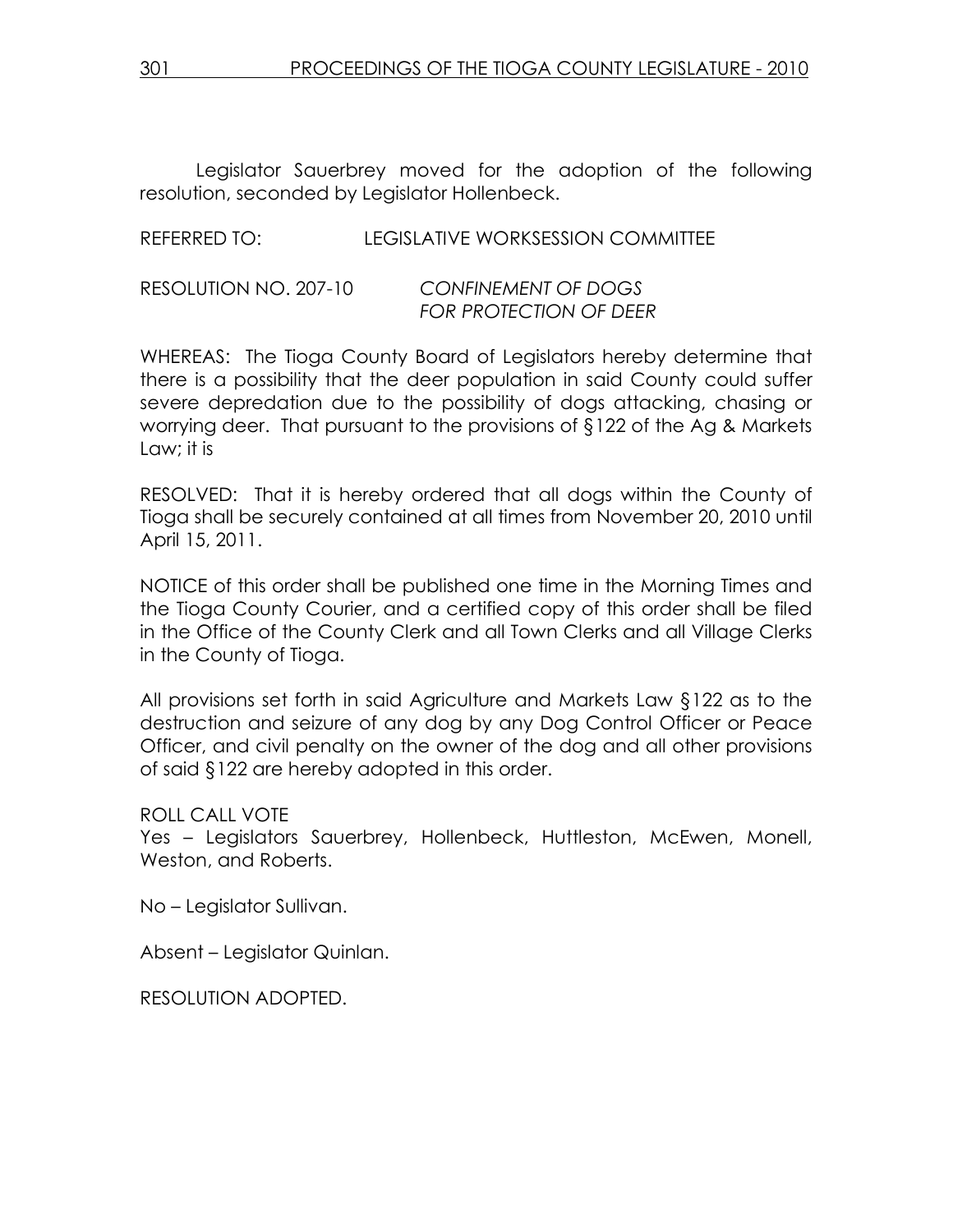Legislator Sauerbrey moved for the adoption of the following resolution, seconded by Legislator Hollenbeck.

REFERRED TO: LEGISLATIVE WORKSESSION COMMITTEE

RESOLUTION NO. 207-10 *CONFINEMENT OF DOGS FOR PROTECTION OF DEER*

WHEREAS: The Tioga County Board of Legislators hereby determine that there is a possibility that the deer population in said County could suffer severe depredation due to the possibility of dogs attacking, chasing or worrying deer. That pursuant to the provisions of §122 of the Ag & Markets Law; it is

RESOLVED: That it is hereby ordered that all dogs within the County of Tioga shall be securely contained at all times from November 20, 2010 until April 15, 2011.

NOTICE of this order shall be published one time in the Morning Times and the Tioga County Courier, and a certified copy of this order shall be filed in the Office of the County Clerk and all Town Clerks and all Village Clerks in the County of Tioga.

All provisions set forth in said Agriculture and Markets Law §122 as to the destruction and seizure of any dog by any Dog Control Officer or Peace Officer, and civil penalty on the owner of the dog and all other provisions of said §122 are hereby adopted in this order.

ROLL CALL VOTE
Yes – Legislators Sauerbrey, Hollenbeck, Huttleston, McEwen, Monell, Weston, and Roberts.

No – Legislator Sullivan.

Absent – Legislator Quinlan.

RESOLUTION ADOPTED.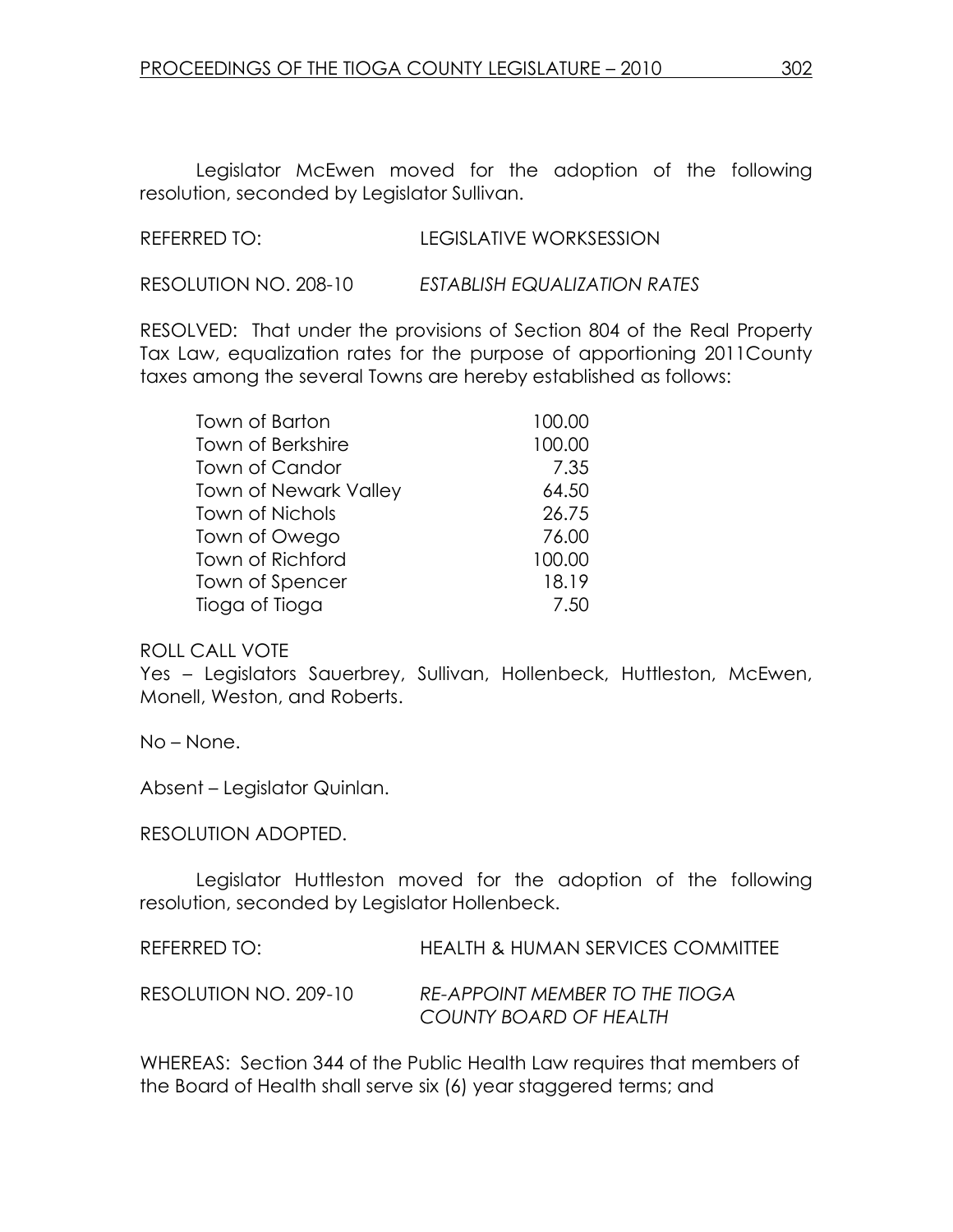Legislator McEwen moved for the adoption of the following resolution, seconded by Legislator Sullivan.

REFERRED TO: LEGISLATIVE WORKSESSION

RESOLUTION NO. 208-10 *ESTABLISH EQUALIZATION RATES*

RESOLVED: That under the provisions of Section 804 of the Real Property Tax Law, equalization rates for the purpose of apportioning 2011County taxes among the several Towns are hereby established as follows:

| | |
|---|---|
| Town of Barton | 100.00 |
| Town of Berkshire | 100.00 |
| Town of Candor | 7.35 |
| Town of Newark Valley | 64.50 |
| Town of Nichols | 26.75 |
| Town of Owego | 76.00 |
| Town of Richford | 100.00 |
| Town of Spencer | 18.19 |
| Tioga of Tioga | 7.50 |

ROLL CALL VOTE
Yes – Legislators Sauerbrey, Sullivan, Hollenbeck, Huttleston, McEwen, Monell, Weston, and Roberts.

No – None.

Absent – Legislator Quinlan.

RESOLUTION ADOPTED.

Legislator Huttleston moved for the adoption of the following resolution, seconded by Legislator Hollenbeck.

REFERRED TO: HEALTH & HUMAN SERVICES COMMITTEE

RESOLUTION NO. 209-10 *RE-APPOINT MEMBER TO THE TIOGA COUNTY BOARD OF HEALTH*

WHEREAS: Section 344 of the Public Health Law requires that members of the Board of Health shall serve six (6) year staggered terms; and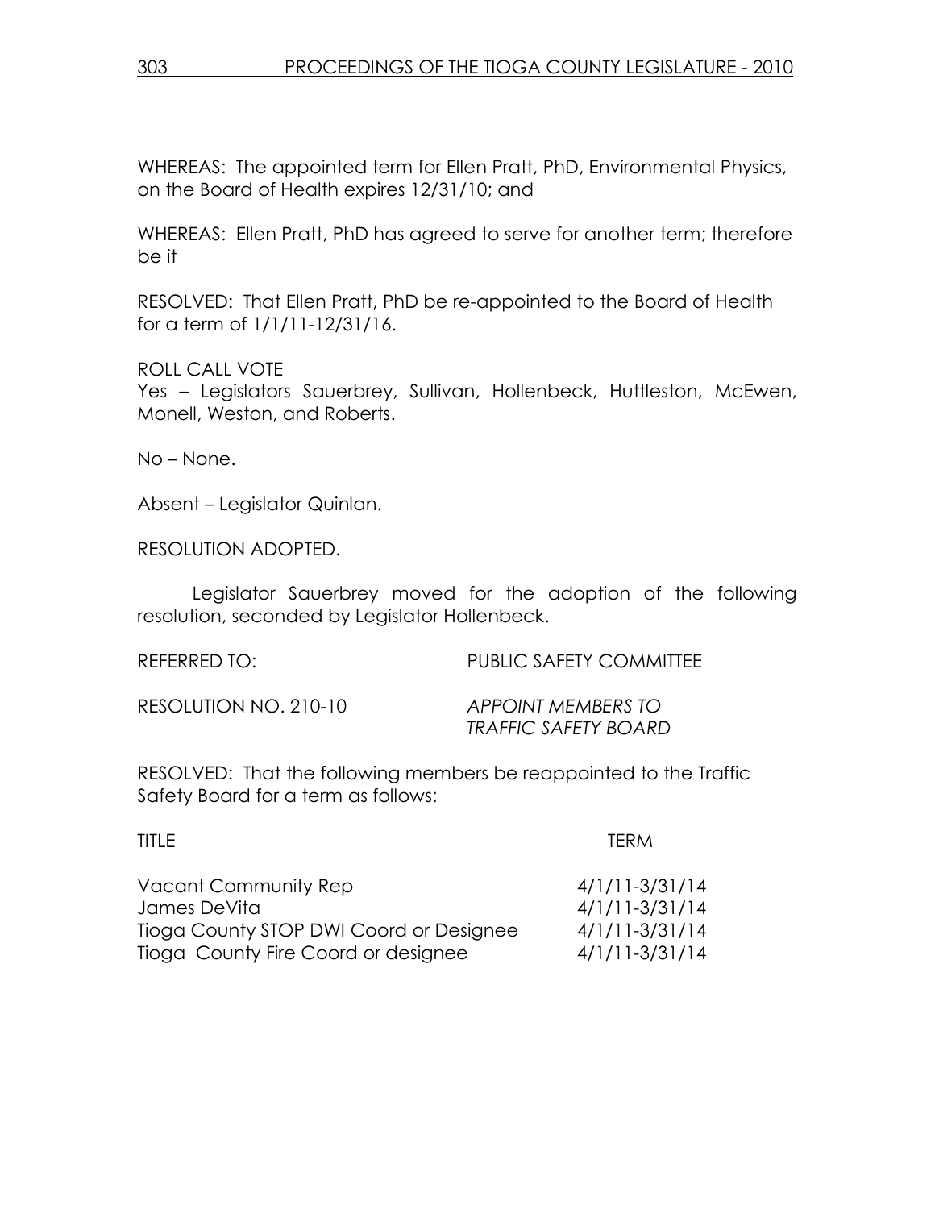WHEREAS: The appointed term for Ellen Pratt, PhD, Environmental Physics, on the Board of Health expires 12/31/10; and

WHEREAS: Ellen Pratt, PhD has agreed to serve for another term; therefore be it

RESOLVED: That Ellen Pratt, PhD be re-appointed to the Board of Health for a term of 1/1/11-12/31/16.

ROLL CALL VOTE
Yes – Legislators Sauerbrey, Sullivan, Hollenbeck, Huttleston, McEwen, Monell, Weston, and Roberts.

No – None.

Absent – Legislator Quinlan.

RESOLUTION ADOPTED.

Legislator Sauerbrey moved for the adoption of the following resolution, seconded by Legislator Hollenbeck.

REFERRED TO: PUBLIC SAFETY COMMITTEE

RESOLUTION NO. 210-10 *APPOINT MEMBERS TO TRAFFIC SAFETY BOARD*

RESOLVED: That the following members be reappointed to the Traffic Safety Board for a term as follows:

| TITLE | TERM |
|---|---|
| Vacant Community Rep | 4/1/11-3/31/14 |
| James DeVita | 4/1/11-3/31/14 |
| Tioga County STOP DWI Coord or Designee | 4/1/11-3/31/14 |
| Tioga County Fire Coord or designee | 4/1/11-3/31/14 |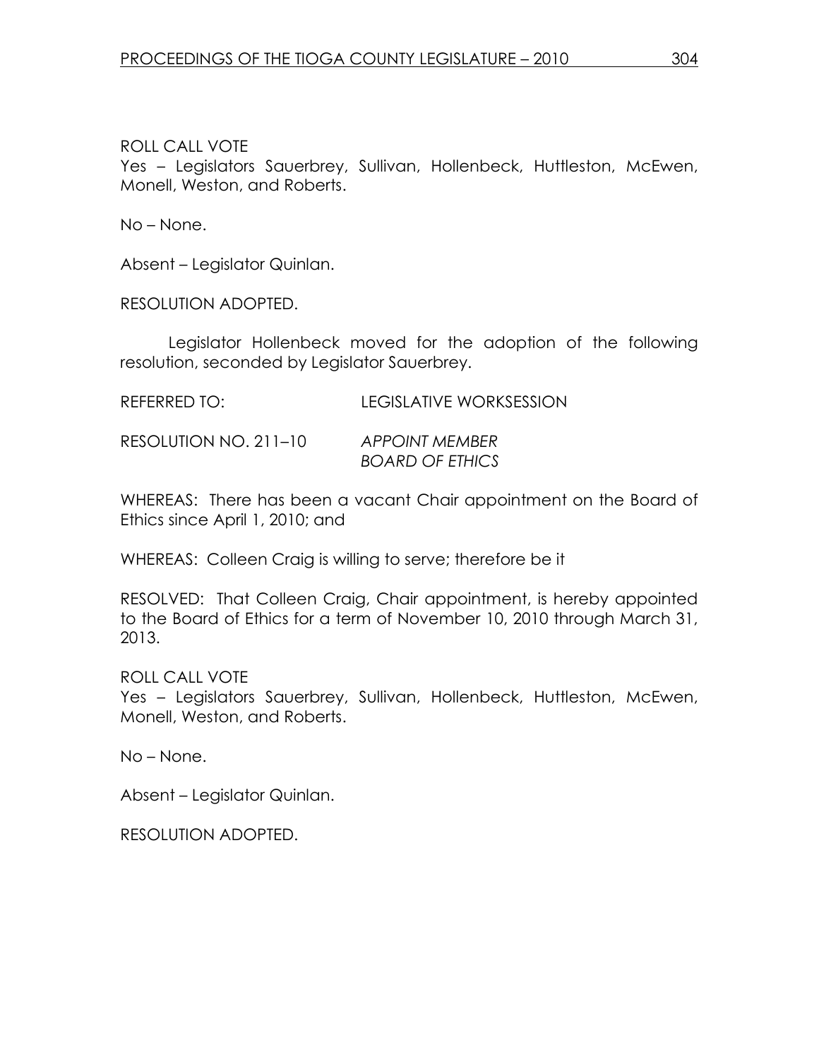ROLL CALL VOTE
Yes – Legislators Sauerbrey, Sullivan, Hollenbeck, Huttleston, McEwen, Monell, Weston, and Roberts.

No – None.

Absent – Legislator Quinlan.

RESOLUTION ADOPTED.

Legislator Hollenbeck moved for the adoption of the following resolution, seconded by Legislator Sauerbrey.

REFERRED TO: LEGISLATIVE WORKSESSION

RESOLUTION NO. 211–10 *APPOINT MEMBER BOARD OF ETHICS*

WHEREAS: There has been a vacant Chair appointment on the Board of Ethics since April 1, 2010; and

WHEREAS: Colleen Craig is willing to serve; therefore be it

RESOLVED: That Colleen Craig, Chair appointment, is hereby appointed to the Board of Ethics for a term of November 10, 2010 through March 31, 2013.

ROLL CALL VOTE
Yes – Legislators Sauerbrey, Sullivan, Hollenbeck, Huttleston, McEwen, Monell, Weston, and Roberts.

No – None.

Absent – Legislator Quinlan.

RESOLUTION ADOPTED.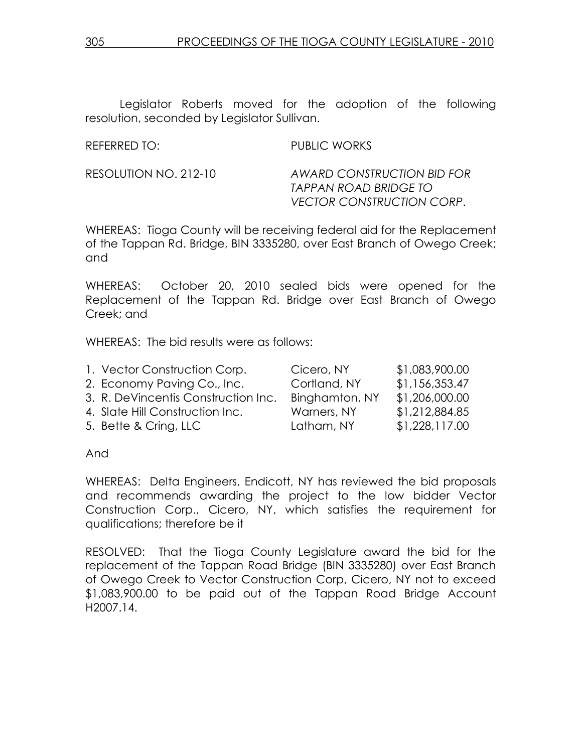Legislator Roberts moved for the adoption of the following resolution, seconded by Legislator Sullivan.

REFERRED TO: PUBLIC WORKS

RESOLUTION NO. 212-10 *AWARD CONSTRUCTION BID FOR TAPPAN ROAD BRIDGE TO VECTOR CONSTRUCTION CORP*.

WHEREAS: Tioga County will be receiving federal aid for the Replacement of the Tappan Rd. Bridge, BIN 3335280, over East Branch of Owego Creek; and

WHEREAS: October 20, 2010 sealed bids were opened for the Replacement of the Tappan Rd. Bridge over East Branch of Owego Creek; and

WHEREAS: The bid results were as follows:

| | | |
|---|---|---|
| 1. Vector Construction Corp. | Cicero, NY | $1,083,900.00 |
| 2. Economy Paving Co., Inc. | Cortland, NY | $1,156,353.47 |
| 3. R. DeVincentis Construction Inc. | Binghamton, NY | $1,206,000.00 |
| 4. Slate Hill Construction Inc. | Warners, NY | $1,212,884.85 |
| 5. Bette & Cring, LLC | Latham, NY | $1,228,117.00 |

And

WHEREAS: Delta Engineers, Endicott, NY has reviewed the bid proposals and recommends awarding the project to the low bidder Vector Construction Corp., Cicero, NY, which satisfies the requirement for qualifications; therefore be it

RESOLVED: That the Tioga County Legislature award the bid for the replacement of the Tappan Road Bridge (BIN 3335280) over East Branch of Owego Creek to Vector Construction Corp, Cicero, NY not to exceed $1,083,900.00 to be paid out of the Tappan Road Bridge Account H2007.14.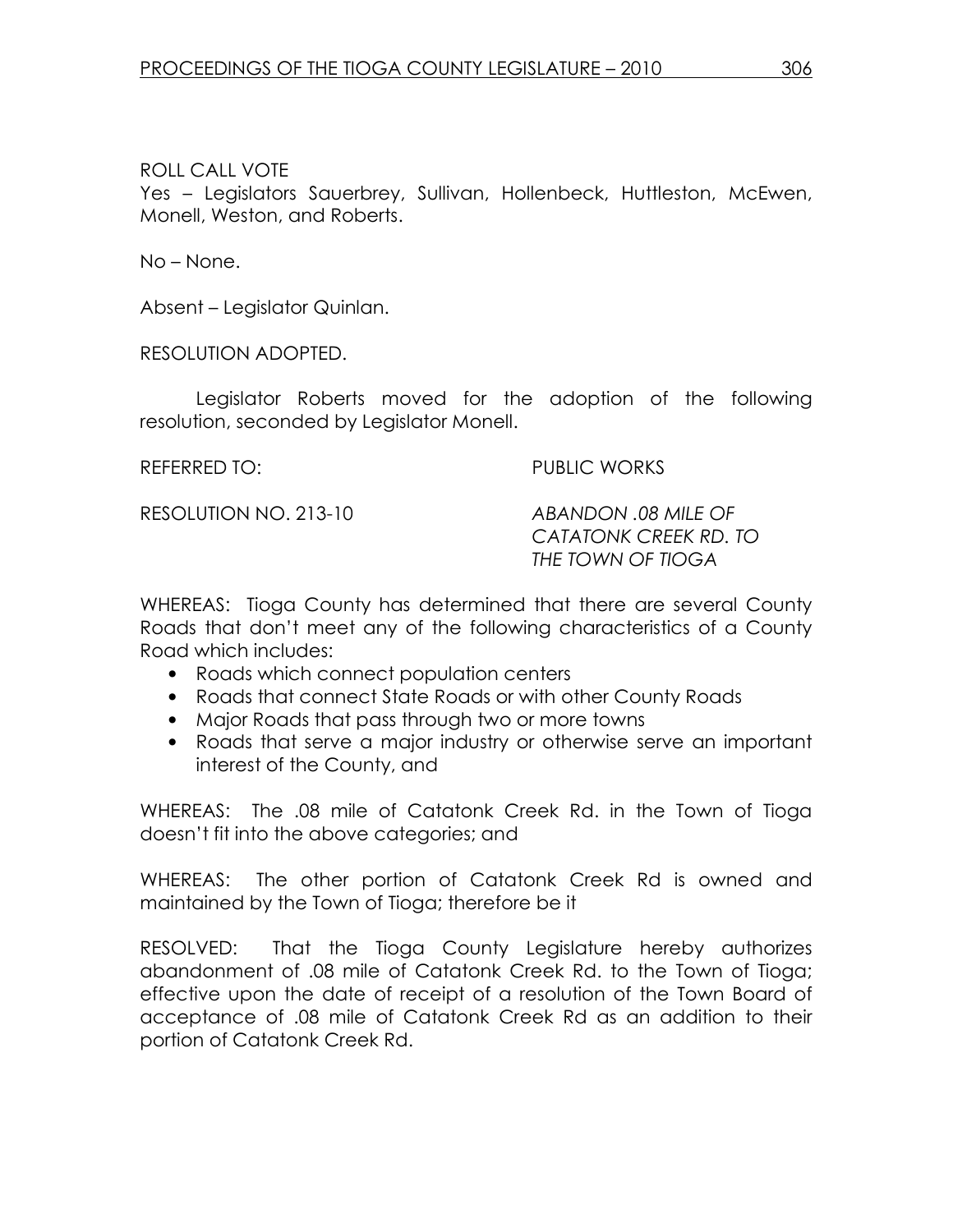ROLL CALL VOTE
Yes – Legislators Sauerbrey, Sullivan, Hollenbeck, Huttleston, McEwen, Monell, Weston, and Roberts.

No – None.

Absent – Legislator Quinlan.

RESOLUTION ADOPTED.

Legislator Roberts moved for the adoption of the following resolution, seconded by Legislator Monell.

REFERRED TO: PUBLIC WORKS

RESOLUTION NO. 213-10 *ABANDON .08 MILE OF CATATONK CREEK RD. TO THE TOWN OF TIOGA*

WHEREAS: Tioga County has determined that there are several County Roads that don't meet any of the following characteristics of a County Road which includes:

- Roads which connect population centers
- Roads that connect State Roads or with other County Roads
- Major Roads that pass through two or more towns
- Roads that serve a major industry or otherwise serve an important interest of the County, and

WHEREAS: The .08 mile of Catatonk Creek Rd. in the Town of Tioga doesn't fit into the above categories; and

WHEREAS: The other portion of Catatonk Creek Rd is owned and maintained by the Town of Tioga; therefore be it

RESOLVED: That the Tioga County Legislature hereby authorizes abandonment of .08 mile of Catatonk Creek Rd. to the Town of Tioga; effective upon the date of receipt of a resolution of the Town Board of acceptance of .08 mile of Catatonk Creek Rd as an addition to their portion of Catatonk Creek Rd.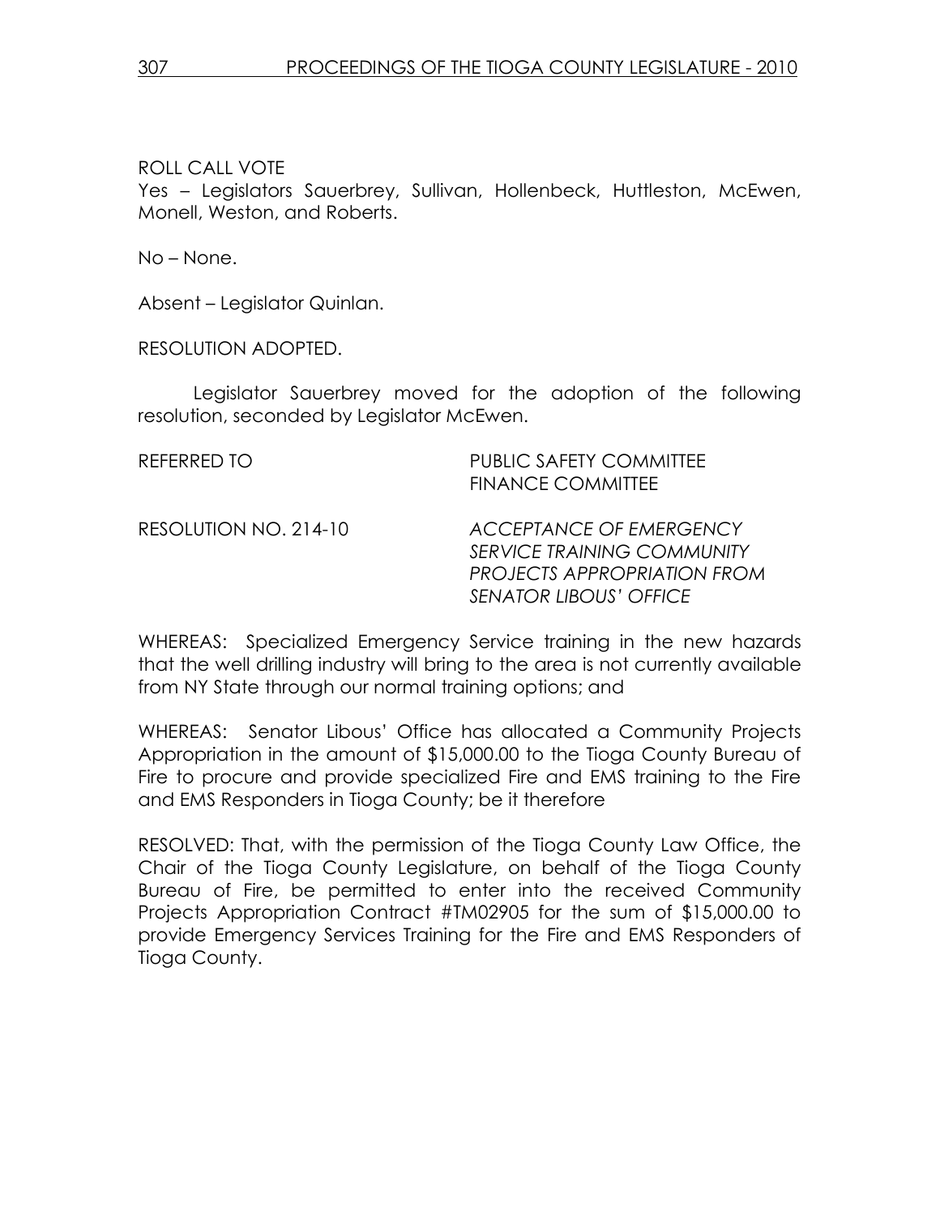ROLL CALL VOTE
Yes – Legislators Sauerbrey, Sullivan, Hollenbeck, Huttleston, McEwen, Monell, Weston, and Roberts.

No – None.

Absent – Legislator Quinlan.

RESOLUTION ADOPTED.

Legislator Sauerbrey moved for the adoption of the following resolution, seconded by Legislator McEwen.

REFERRED TO PUBLIC SAFETY COMMITTEE
FINANCE COMMITTEE

RESOLUTION NO. 214-10 *ACCEPTANCE OF EMERGENCY SERVICE TRAINING COMMUNITY PROJECTS APPROPRIATION FROM SENATOR LIBOUS' OFFICE*

WHEREAS: Specialized Emergency Service training in the new hazards that the well drilling industry will bring to the area is not currently available from NY State through our normal training options; and

WHEREAS: Senator Libous' Office has allocated a Community Projects Appropriation in the amount of $15,000.00 to the Tioga County Bureau of Fire to procure and provide specialized Fire and EMS training to the Fire and EMS Responders in Tioga County; be it therefore

RESOLVED: That, with the permission of the Tioga County Law Office, the Chair of the Tioga County Legislature, on behalf of the Tioga County Bureau of Fire, be permitted to enter into the received Community Projects Appropriation Contract #TM02905 for the sum of $15,000.00 to provide Emergency Services Training for the Fire and EMS Responders of Tioga County.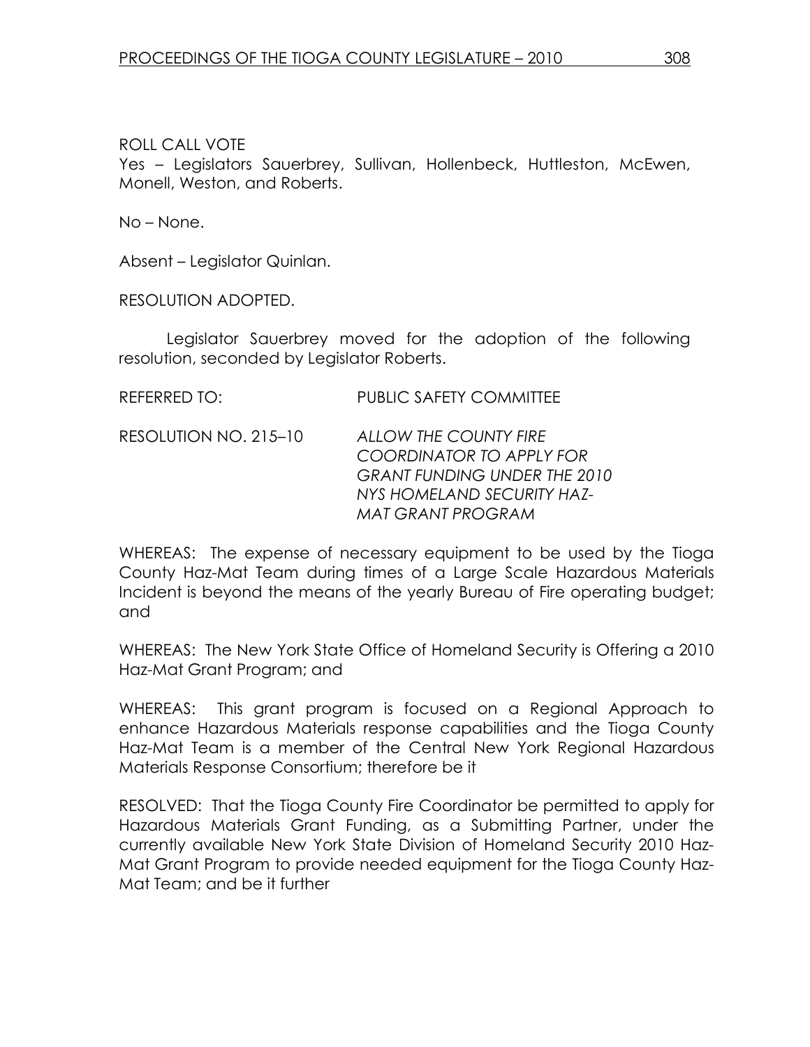ROLL CALL VOTE
Yes – Legislators Sauerbrey, Sullivan, Hollenbeck, Huttleston, McEwen, Monell, Weston, and Roberts.

No – None.

Absent – Legislator Quinlan.

RESOLUTION ADOPTED.

Legislator Sauerbrey moved for the adoption of the following resolution, seconded by Legislator Roberts.

REFERRED TO: PUBLIC SAFETY COMMITTEE

RESOLUTION NO. 215–10 *ALLOW THE COUNTY FIRE COORDINATOR TO APPLY FOR GRANT FUNDING UNDER THE 2010 NYS HOMELAND SECURITY HAZ-MAT GRANT PROGRAM*

WHEREAS: The expense of necessary equipment to be used by the Tioga County Haz-Mat Team during times of a Large Scale Hazardous Materials Incident is beyond the means of the yearly Bureau of Fire operating budget; and

WHEREAS: The New York State Office of Homeland Security is Offering a 2010 Haz-Mat Grant Program; and

WHEREAS: This grant program is focused on a Regional Approach to enhance Hazardous Materials response capabilities and the Tioga County Haz-Mat Team is a member of the Central New York Regional Hazardous Materials Response Consortium; therefore be it

RESOLVED: That the Tioga County Fire Coordinator be permitted to apply for Hazardous Materials Grant Funding, as a Submitting Partner, under the currently available New York State Division of Homeland Security 2010 Haz-Mat Grant Program to provide needed equipment for the Tioga County Haz-Mat Team; and be it further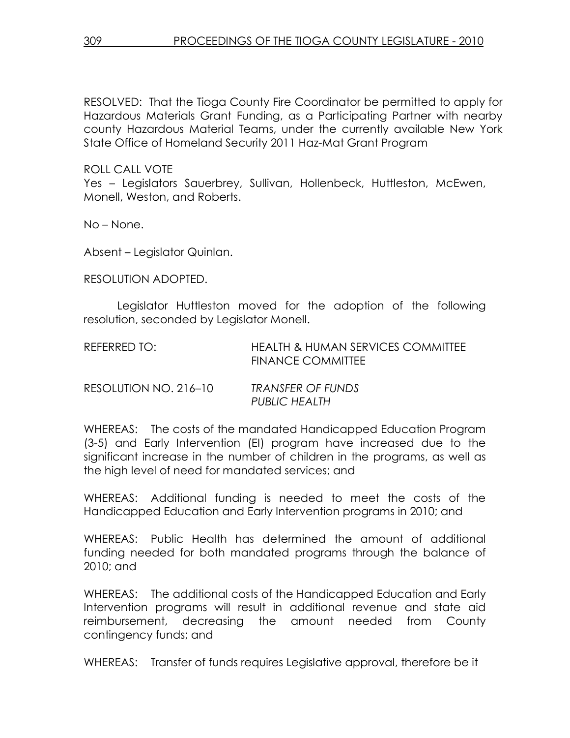RESOLVED: That the Tioga County Fire Coordinator be permitted to apply for Hazardous Materials Grant Funding, as a Participating Partner with nearby county Hazardous Material Teams, under the currently available New York State Office of Homeland Security 2011 Haz-Mat Grant Program

ROLL CALL VOTE
Yes – Legislators Sauerbrey, Sullivan, Hollenbeck, Huttleston, McEwen, Monell, Weston, and Roberts.

No – None.

Absent – Legislator Quinlan.

RESOLUTION ADOPTED.

Legislator Huttleston moved for the adoption of the following resolution, seconded by Legislator Monell.

REFERRED TO: HEALTH & HUMAN SERVICES COMMITTEE
FINANCE COMMITTEE

RESOLUTION NO. 216–10 *TRANSFER OF FUNDS*
*PUBLIC HEALTH*

WHEREAS: The costs of the mandated Handicapped Education Program (3-5) and Early Intervention (EI) program have increased due to the significant increase in the number of children in the programs, as well as the high level of need for mandated services; and

WHEREAS: Additional funding is needed to meet the costs of the Handicapped Education and Early Intervention programs in 2010; and

WHEREAS: Public Health has determined the amount of additional funding needed for both mandated programs through the balance of 2010; and

WHEREAS: The additional costs of the Handicapped Education and Early Intervention programs will result in additional revenue and state aid reimbursement, decreasing the amount needed from County contingency funds; and

WHEREAS: Transfer of funds requires Legislative approval, therefore be it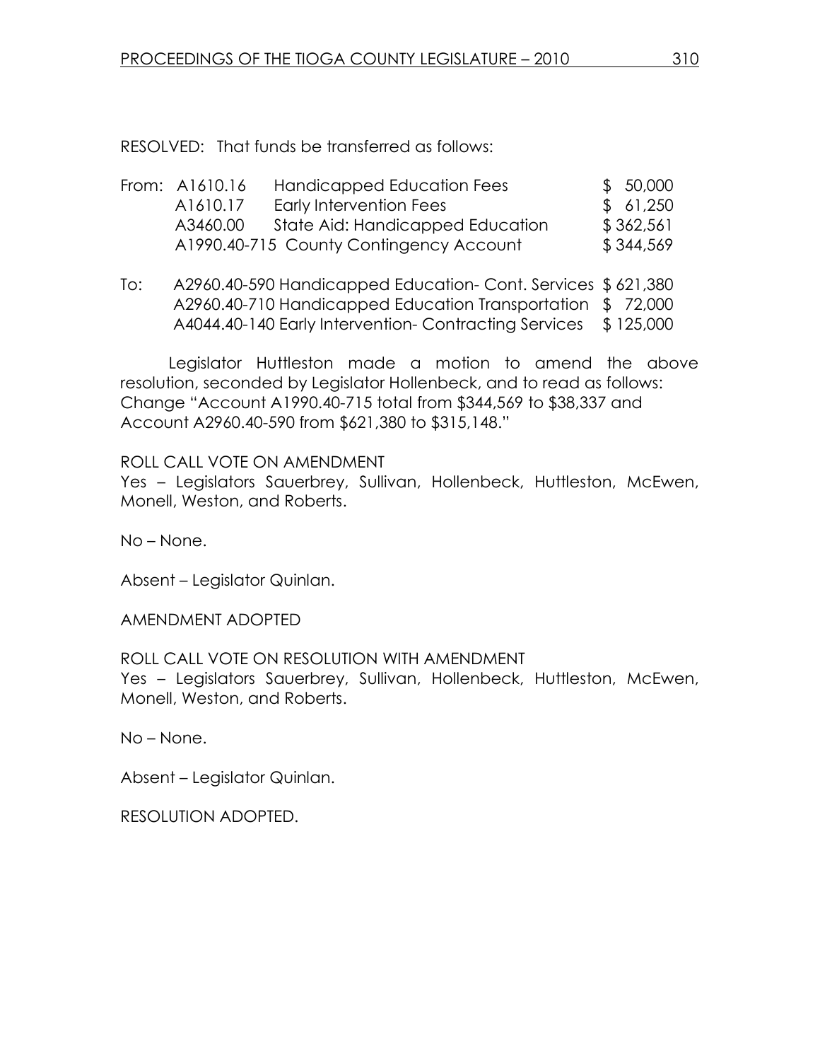RESOLVED: That funds be transferred as follows:

| | | | |
|---|---|---|---|
| From: | A1610.16 | Handicapped Education Fees | $ 50,000 |
| | A1610.17 | Early Intervention Fees | $ 61,250 |
| | A3460.00 | State Aid: Handicapped Education | $ 362,561 |
| | A1990.40-715 | County Contingency Account | $ 344,569 |

| | | | |
|---|---|---|---|
| To: | A2960.40-590 | Handicapped Education- Cont. Services | $ 621,380 |
| | A2960.40-710 | Handicapped Education Transportation | $ 72,000 |
| | A4044.40-140 | Early Intervention- Contracting Services | $ 125,000 |

Legislator Huttleston made a motion to amend the above resolution, seconded by Legislator Hollenbeck, and to read as follows: Change "Account A1990.40-715 total from $344,569 to $38,337 and Account A2960.40-590 from $621,380 to $315,148."

ROLL CALL VOTE ON AMENDMENT
Yes – Legislators Sauerbrey, Sullivan, Hollenbeck, Huttleston, McEwen, Monell, Weston, and Roberts.

No – None.

Absent – Legislator Quinlan.

AMENDMENT ADOPTED

ROLL CALL VOTE ON RESOLUTION WITH AMENDMENT
Yes – Legislators Sauerbrey, Sullivan, Hollenbeck, Huttleston, McEwen, Monell, Weston, and Roberts.

No – None.

Absent – Legislator Quinlan.

RESOLUTION ADOPTED.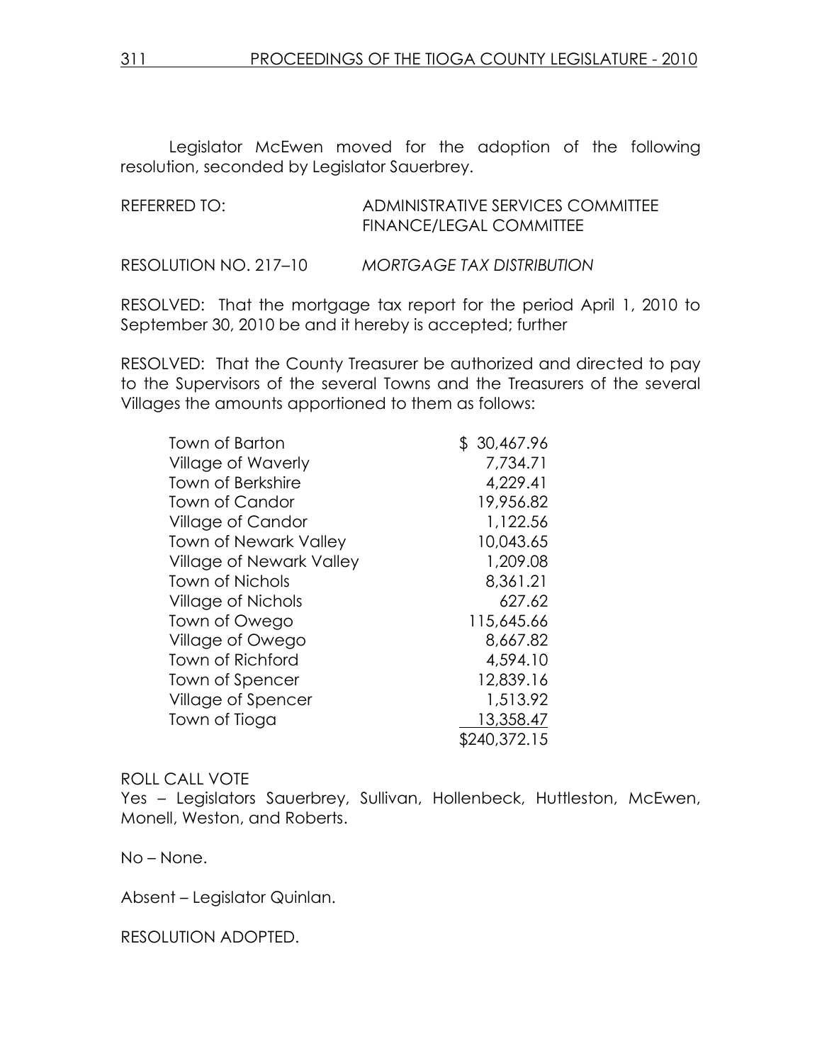Legislator McEwen moved for the adoption of the following resolution, seconded by Legislator Sauerbrey.

REFERRED TO: ADMINISTRATIVE SERVICES COMMITTEE
FINANCE/LEGAL COMMITTEE

RESOLUTION NO. 217–10 *MORTGAGE TAX DISTRIBUTION*

RESOLVED: That the mortgage tax report for the period April 1, 2010 to September 30, 2010 be and it hereby is accepted; further

RESOLVED: That the County Treasurer be authorized and directed to pay to the Supervisors of the several Towns and the Treasurers of the several Villages the amounts apportioned to them as follows:

| | |
|---|---|
| Town of Barton | $ 30,467.96 |
| Village of Waverly | 7,734.71 |
| Town of Berkshire | 4,229.41 |
| Town of Candor | 19,956.82 |
| Village of Candor | 1,122.56 |
| Town of Newark Valley | 10,043.65 |
| Village of Newark Valley | 1,209.08 |
| Town of Nichols | 8,361.21 |
| Village of Nichols | 627.62 |
| Town of Owego | 115,645.66 |
| Village of Owego | 8,667.82 |
| Town of Richford | 4,594.10 |
| Town of Spencer | 12,839.16 |
| Village of Spencer | 1,513.92 |
| Town of Tioga | 13,358.47 |
| | $240,372.15 |

ROLL CALL VOTE
Yes – Legislators Sauerbrey, Sullivan, Hollenbeck, Huttleston, McEwen, Monell, Weston, and Roberts.

No – None.

Absent – Legislator Quinlan.

RESOLUTION ADOPTED.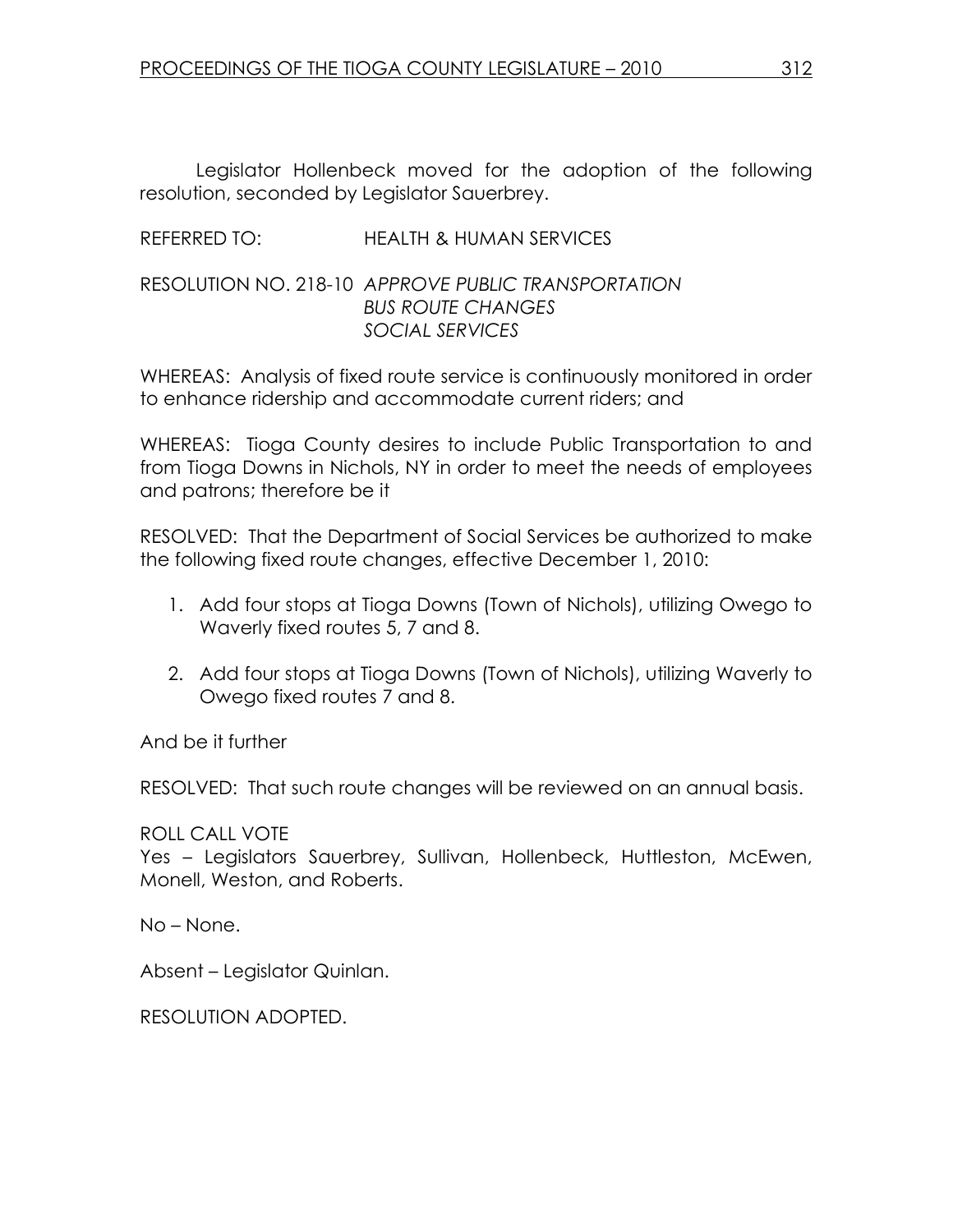Legislator Hollenbeck moved for the adoption of the following resolution, seconded by Legislator Sauerbrey.

REFERRED TO: HEALTH & HUMAN SERVICES

RESOLUTION NO. 218-10 *APPROVE PUBLIC TRANSPORTATION BUS ROUTE CHANGES SOCIAL SERVICES*

WHEREAS: Analysis of fixed route service is continuously monitored in order to enhance ridership and accommodate current riders; and

WHEREAS: Tioga County desires to include Public Transportation to and from Tioga Downs in Nichols, NY in order to meet the needs of employees and patrons; therefore be it

RESOLVED: That the Department of Social Services be authorized to make the following fixed route changes, effective December 1, 2010:

1. Add four stops at Tioga Downs (Town of Nichols), utilizing Owego to Waverly fixed routes 5, 7 and 8.

2. Add four stops at Tioga Downs (Town of Nichols), utilizing Waverly to Owego fixed routes 7 and 8.

And be it further

RESOLVED: That such route changes will be reviewed on an annual basis.

ROLL CALL VOTE
Yes – Legislators Sauerbrey, Sullivan, Hollenbeck, Huttleston, McEwen, Monell, Weston, and Roberts.

No – None.

Absent – Legislator Quinlan.

RESOLUTION ADOPTED.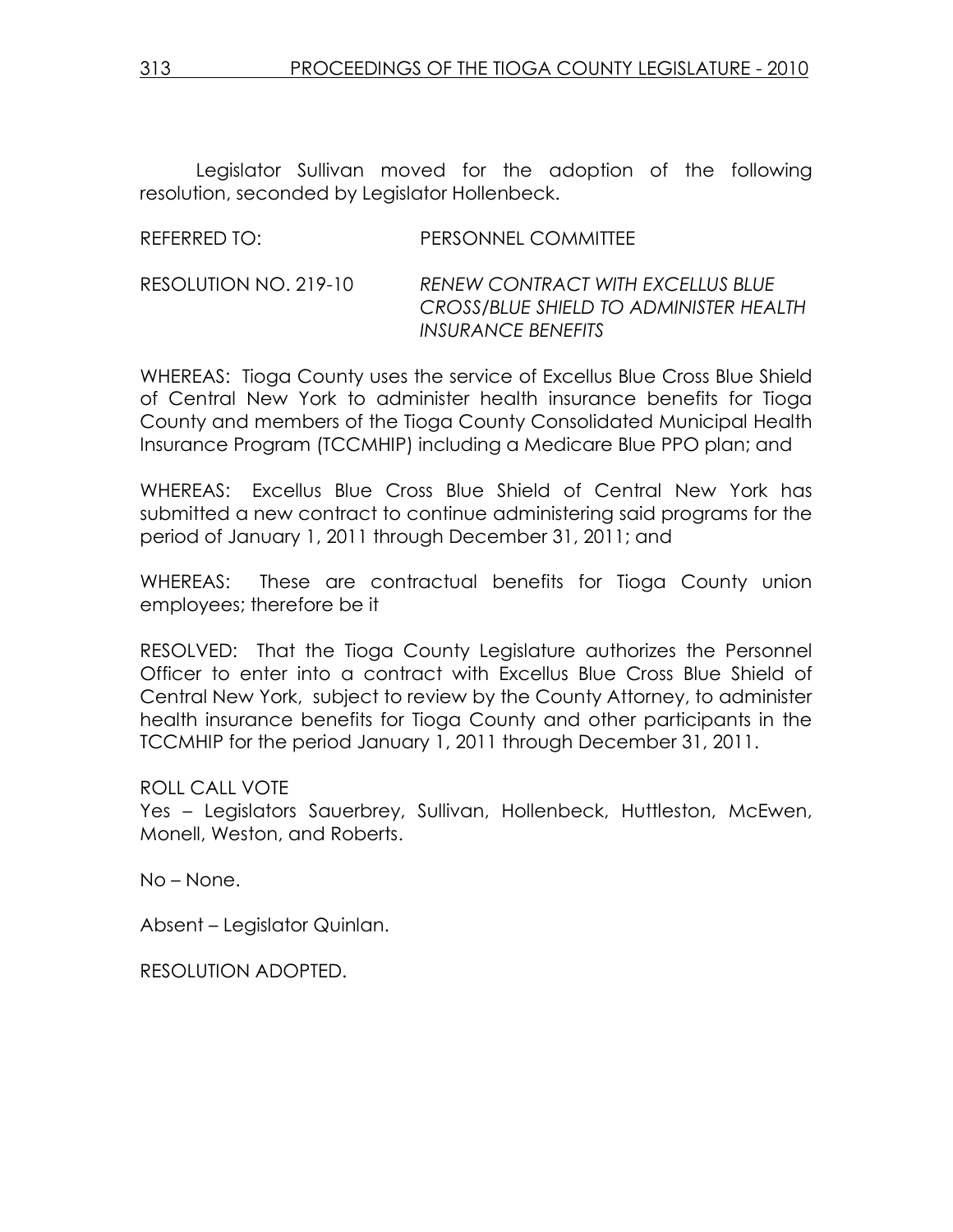Legislator Sullivan moved for the adoption of the following resolution, seconded by Legislator Hollenbeck.

REFERRED TO: PERSONNEL COMMITTEE

RESOLUTION NO. 219-10 *RENEW CONTRACT WITH EXCELLUS BLUE CROSS/BLUE SHIELD TO ADMINISTER HEALTH INSURANCE BENEFITS*

WHEREAS: Tioga County uses the service of Excellus Blue Cross Blue Shield of Central New York to administer health insurance benefits for Tioga County and members of the Tioga County Consolidated Municipal Health Insurance Program (TCCMHIP) including a Medicare Blue PPO plan; and

WHEREAS: Excellus Blue Cross Blue Shield of Central New York has submitted a new contract to continue administering said programs for the period of January 1, 2011 through December 31, 2011; and

WHEREAS: These are contractual benefits for Tioga County union employees; therefore be it

RESOLVED: That the Tioga County Legislature authorizes the Personnel Officer to enter into a contract with Excellus Blue Cross Blue Shield of Central New York, subject to review by the County Attorney, to administer health insurance benefits for Tioga County and other participants in the TCCMHIP for the period January 1, 2011 through December 31, 2011.

ROLL CALL VOTE
Yes – Legislators Sauerbrey, Sullivan, Hollenbeck, Huttleston, McEwen, Monell, Weston, and Roberts.

No – None.

Absent – Legislator Quinlan.

RESOLUTION ADOPTED.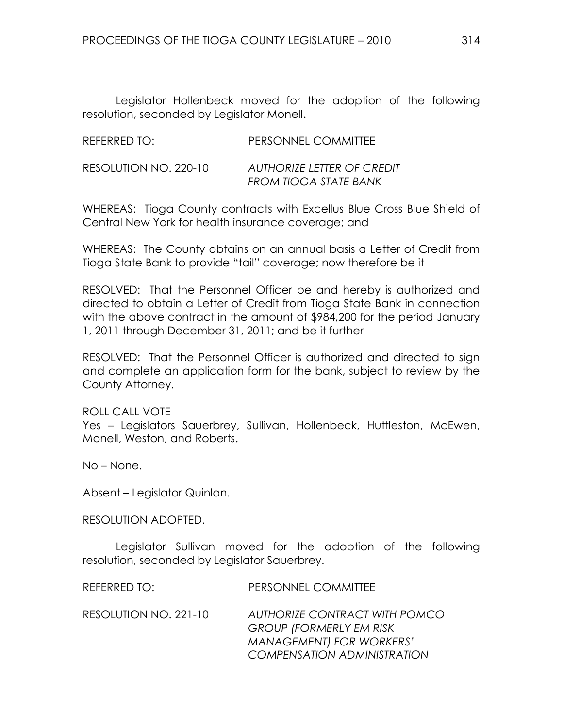Legislator Hollenbeck moved for the adoption of the following resolution, seconded by Legislator Monell.

REFERRED TO: PERSONNEL COMMITTEE

RESOLUTION NO. 220-10 *AUTHORIZE LETTER OF CREDIT FROM TIOGA STATE BANK*

WHEREAS: Tioga County contracts with Excellus Blue Cross Blue Shield of Central New York for health insurance coverage; and

WHEREAS: The County obtains on an annual basis a Letter of Credit from Tioga State Bank to provide "tail" coverage; now therefore be it

RESOLVED: That the Personnel Officer be and hereby is authorized and directed to obtain a Letter of Credit from Tioga State Bank in connection with the above contract in the amount of $984,200 for the period January 1, 2011 through December 31, 2011; and be it further

RESOLVED: That the Personnel Officer is authorized and directed to sign and complete an application form for the bank, subject to review by the County Attorney.

ROLL CALL VOTE
Yes – Legislators Sauerbrey, Sullivan, Hollenbeck, Huttleston, McEwen, Monell, Weston, and Roberts.

No – None.

Absent – Legislator Quinlan.

RESOLUTION ADOPTED.

Legislator Sullivan moved for the adoption of the following resolution, seconded by Legislator Sauerbrey.

REFERRED TO: PERSONNEL COMMITTEE

RESOLUTION NO. 221-10 *AUTHORIZE CONTRACT WITH POMCO GROUP (FORMERLY EM RISK MANAGEMENT) FOR WORKERS' COMPENSATION ADMINISTRATION*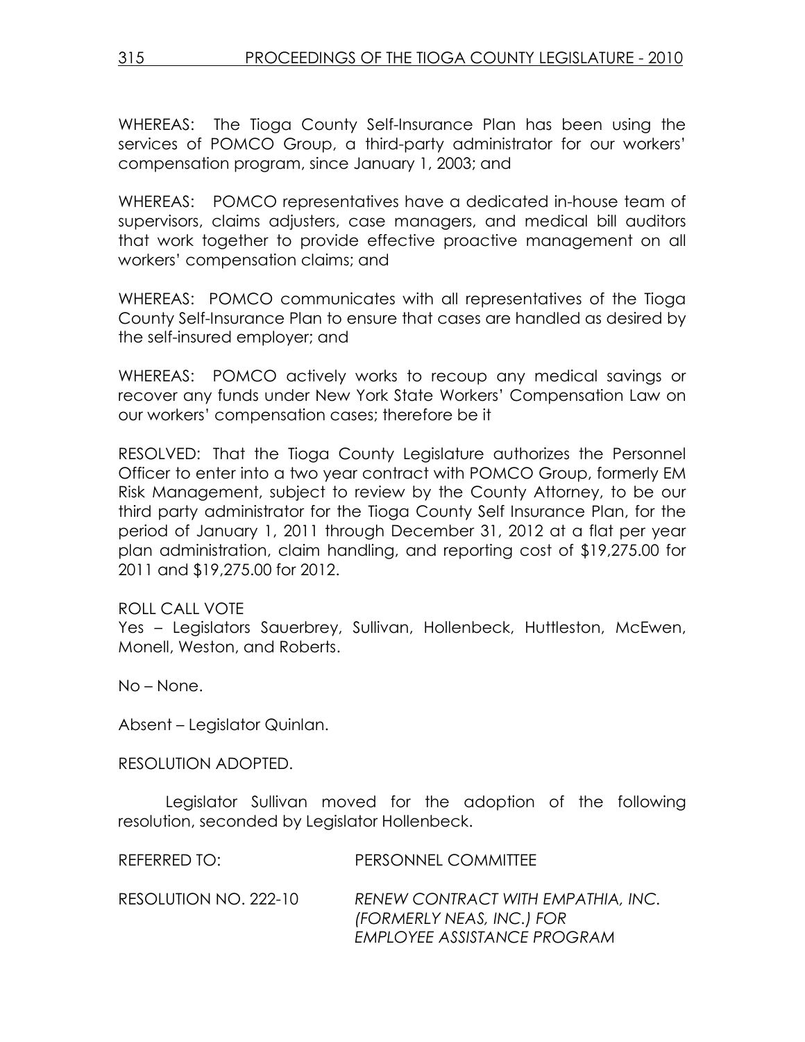WHEREAS: The Tioga County Self-Insurance Plan has been using the services of POMCO Group, a third-party administrator for our workers' compensation program, since January 1, 2003; and

WHEREAS: POMCO representatives have a dedicated in-house team of supervisors, claims adjusters, case managers, and medical bill auditors that work together to provide effective proactive management on all workers' compensation claims; and

WHEREAS: POMCO communicates with all representatives of the Tioga County Self-Insurance Plan to ensure that cases are handled as desired by the self-insured employer; and

WHEREAS: POMCO actively works to recoup any medical savings or recover any funds under New York State Workers' Compensation Law on our workers' compensation cases; therefore be it

RESOLVED: That the Tioga County Legislature authorizes the Personnel Officer to enter into a two year contract with POMCO Group, formerly EM Risk Management, subject to review by the County Attorney, to be our third party administrator for the Tioga County Self Insurance Plan, for the period of January 1, 2011 through December 31, 2012 at a flat per year plan administration, claim handling, and reporting cost of $19,275.00 for 2011 and $19,275.00 for 2012.

ROLL CALL VOTE
Yes – Legislators Sauerbrey, Sullivan, Hollenbeck, Huttleston, McEwen, Monell, Weston, and Roberts.

No – None.

Absent – Legislator Quinlan.

RESOLUTION ADOPTED.

Legislator Sullivan moved for the adoption of the following resolution, seconded by Legislator Hollenbeck.

REFERRED TO: PERSONNEL COMMITTEE

RESOLUTION NO. 222-10 *RENEW CONTRACT WITH EMPATHIA, INC. (FORMERLY NEAS, INC.) FOR EMPLOYEE ASSISTANCE PROGRAM*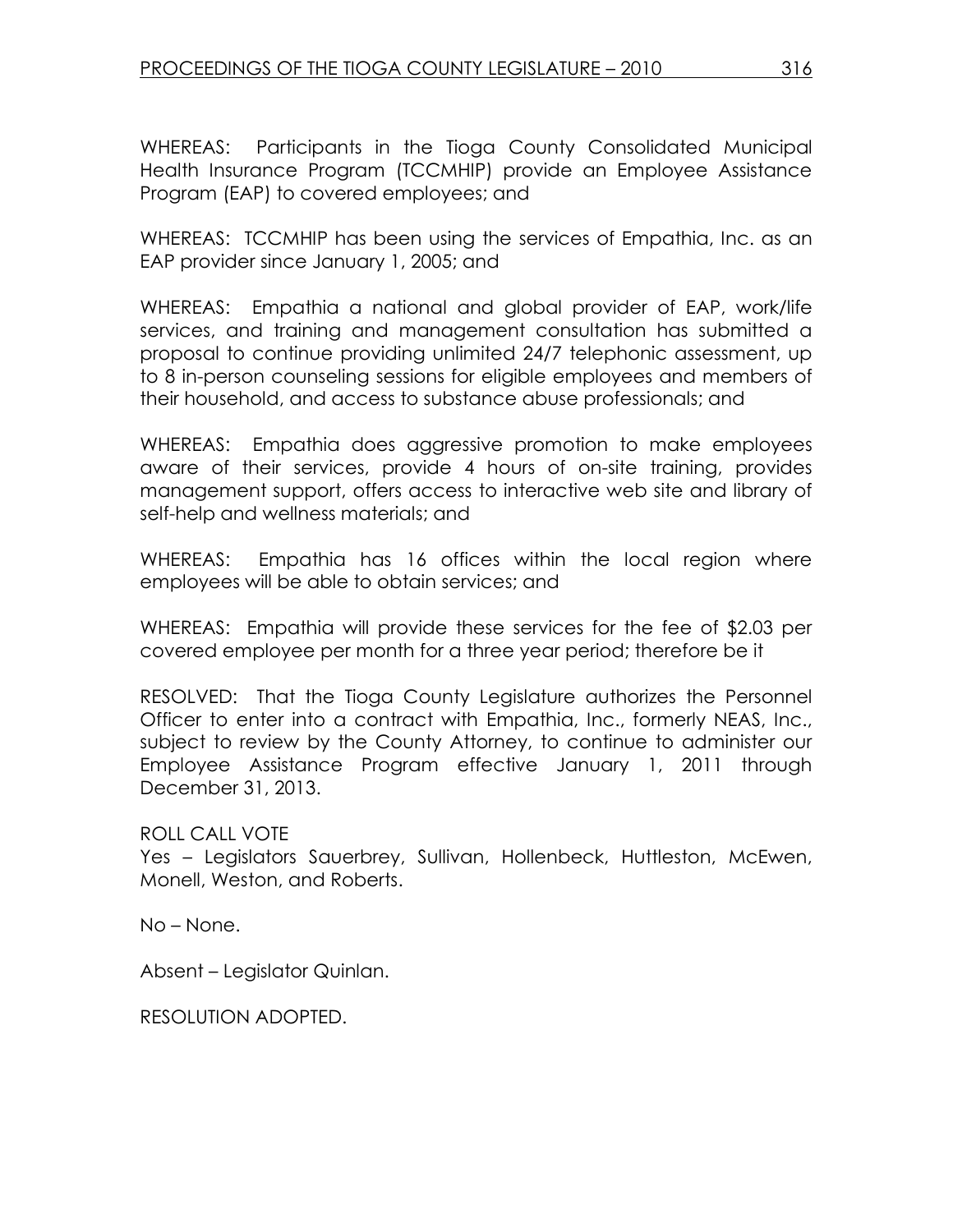WHEREAS: Participants in the Tioga County Consolidated Municipal Health Insurance Program (TCCMHIP) provide an Employee Assistance Program (EAP) to covered employees; and

WHEREAS: TCCMHIP has been using the services of Empathia, Inc. as an EAP provider since January 1, 2005; and

WHEREAS: Empathia a national and global provider of EAP, work/life services, and training and management consultation has submitted a proposal to continue providing unlimited 24/7 telephonic assessment, up to 8 in-person counseling sessions for eligible employees and members of their household, and access to substance abuse professionals; and

WHEREAS: Empathia does aggressive promotion to make employees aware of their services, provide 4 hours of on-site training, provides management support, offers access to interactive web site and library of self-help and wellness materials; and

WHEREAS: Empathia has 16 offices within the local region where employees will be able to obtain services; and

WHEREAS: Empathia will provide these services for the fee of $2.03 per covered employee per month for a three year period; therefore be it

RESOLVED: That the Tioga County Legislature authorizes the Personnel Officer to enter into a contract with Empathia, Inc., formerly NEAS, Inc., subject to review by the County Attorney, to continue to administer our Employee Assistance Program effective January 1, 2011 through December 31, 2013.

ROLL CALL VOTE
Yes – Legislators Sauerbrey, Sullivan, Hollenbeck, Huttleston, McEwen, Monell, Weston, and Roberts.

No – None.

Absent – Legislator Quinlan.

RESOLUTION ADOPTED.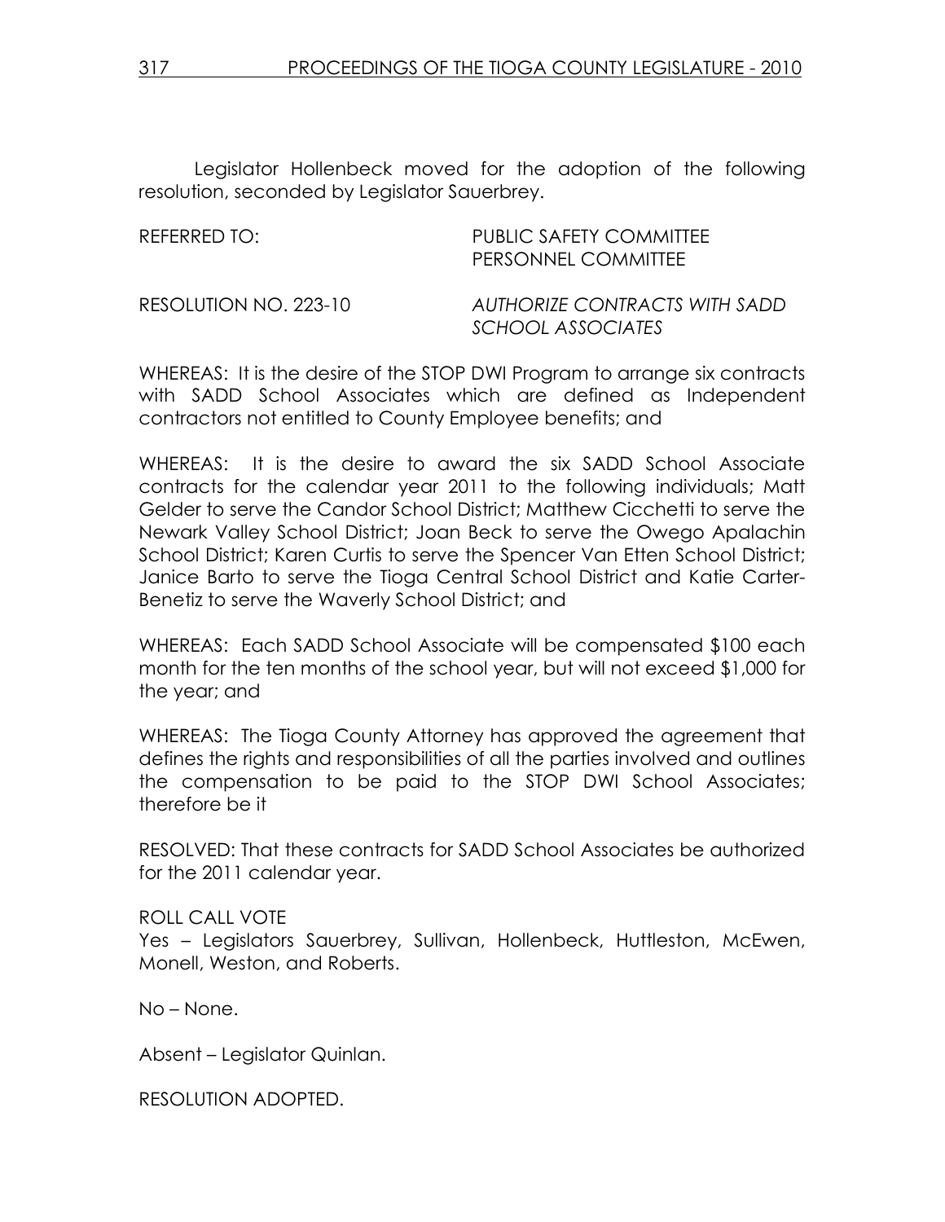Legislator Hollenbeck moved for the adoption of the following resolution, seconded by Legislator Sauerbrey.

REFERRED TO: PUBLIC SAFETY COMMITTEE
PERSONNEL COMMITTEE

RESOLUTION NO. 223-10 *AUTHORIZE CONTRACTS WITH SADD SCHOOL ASSOCIATES*

WHEREAS: It is the desire of the STOP DWI Program to arrange six contracts with SADD School Associates which are defined as Independent contractors not entitled to County Employee benefits; and

WHEREAS: It is the desire to award the six SADD School Associate contracts for the calendar year 2011 to the following individuals; Matt Gelder to serve the Candor School District; Matthew Cicchetti to serve the Newark Valley School District; Joan Beck to serve the Owego Apalachin School District; Karen Curtis to serve the Spencer Van Etten School District; Janice Barto to serve the Tioga Central School District and Katie Carter-Benetiz to serve the Waverly School District; and

WHEREAS: Each SADD School Associate will be compensated $100 each month for the ten months of the school year, but will not exceed $1,000 for the year; and

WHEREAS: The Tioga County Attorney has approved the agreement that defines the rights and responsibilities of all the parties involved and outlines the compensation to be paid to the STOP DWI School Associates; therefore be it

RESOLVED: That these contracts for SADD School Associates be authorized for the 2011 calendar year.

ROLL CALL VOTE
Yes – Legislators Sauerbrey, Sullivan, Hollenbeck, Huttleston, McEwen, Monell, Weston, and Roberts.

No – None.

Absent – Legislator Quinlan.

RESOLUTION ADOPTED.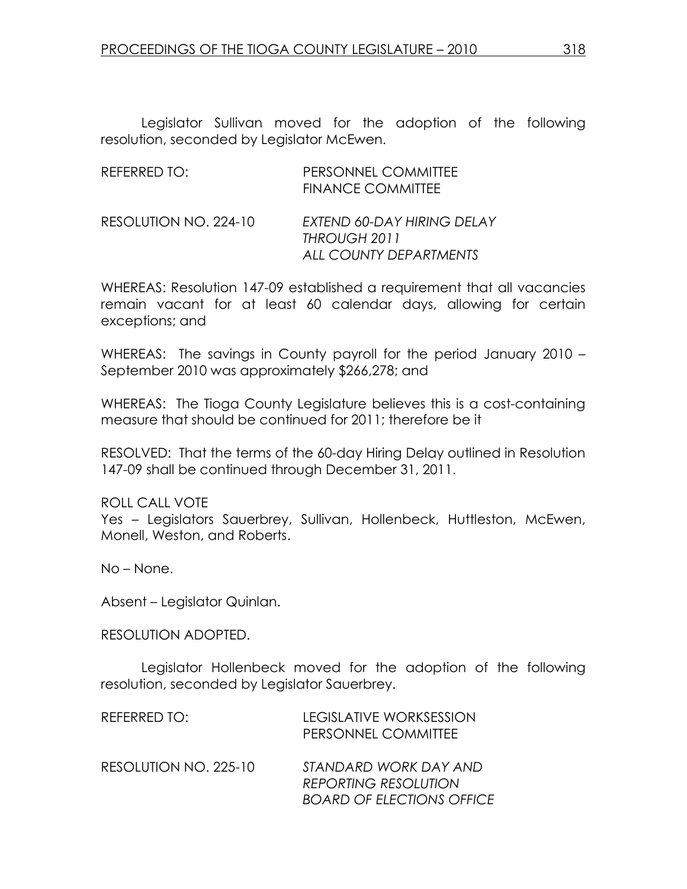Legislator Sullivan moved for the adoption of the following resolution, seconded by Legislator McEwen.

REFERRED TO: PERSONNEL COMMITTEE
FINANCE COMMITTEE

RESOLUTION NO. 224-10 *EXTEND 60-DAY HIRING DELAY THROUGH 2011 ALL COUNTY DEPARTMENTS*

WHEREAS: Resolution 147-09 established a requirement that all vacancies remain vacant for at least 60 calendar days, allowing for certain exceptions; and

WHEREAS: The savings in County payroll for the period January 2010 – September 2010 was approximately $266,278; and

WHEREAS: The Tioga County Legislature believes this is a cost-containing measure that should be continued for 2011; therefore be it

RESOLVED: That the terms of the 60-day Hiring Delay outlined in Resolution 147-09 shall be continued through December 31, 2011.

ROLL CALL VOTE
Yes – Legislators Sauerbrey, Sullivan, Hollenbeck, Huttleston, McEwen, Monell, Weston, and Roberts.

No – None.

Absent – Legislator Quinlan.

RESOLUTION ADOPTED.

Legislator Hollenbeck moved for the adoption of the following resolution, seconded by Legislator Sauerbrey.

REFERRED TO: LEGISLATIVE WORKSESSION
PERSONNEL COMMITTEE

RESOLUTION NO. 225-10 *STANDARD WORK DAY AND REPORTING RESOLUTION BOARD OF ELECTIONS OFFICE*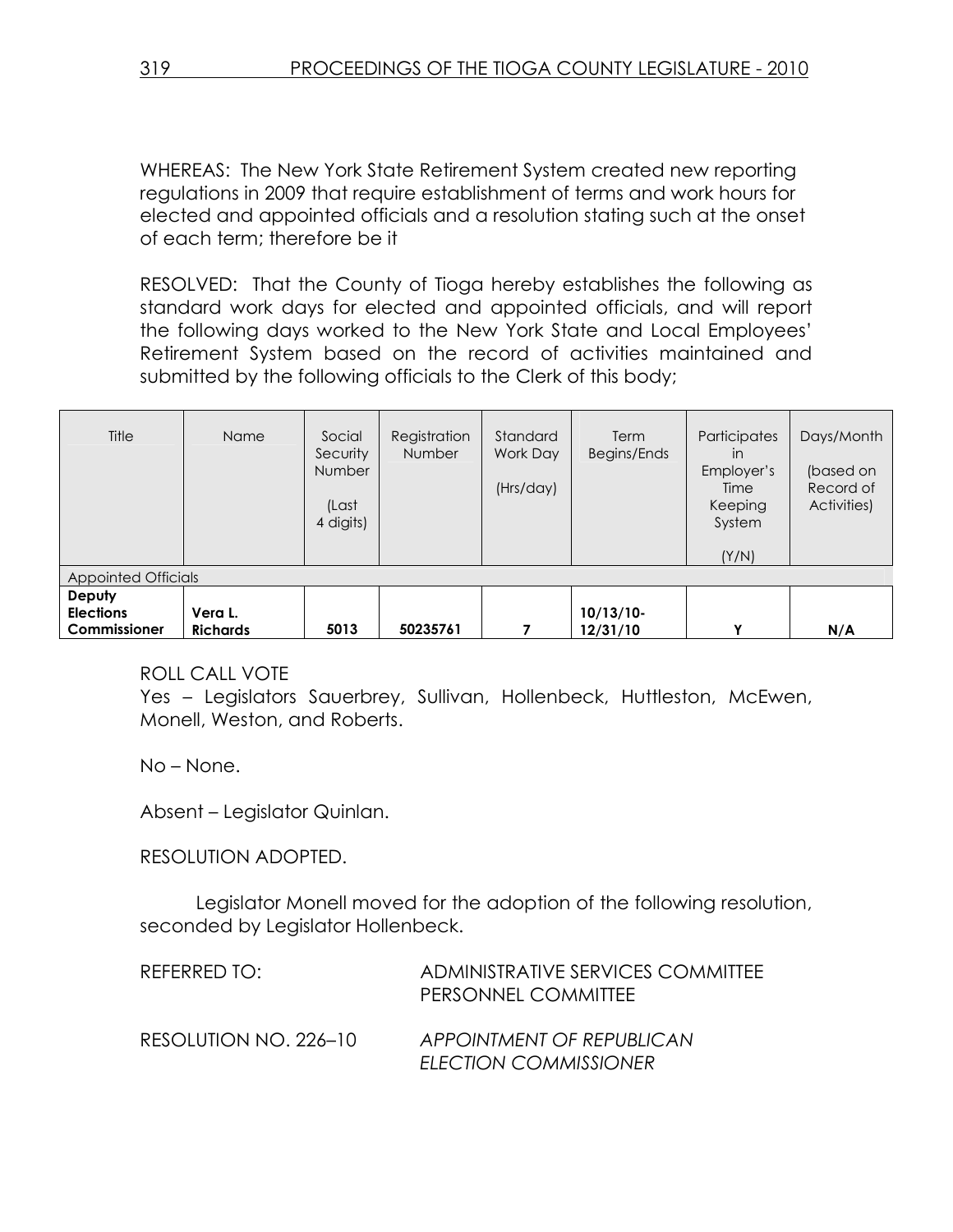WHEREAS: The New York State Retirement System created new reporting regulations in 2009 that require establishment of terms and work hours for elected and appointed officials and a resolution stating such at the onset of each term; therefore be it

RESOLVED: That the County of Tioga hereby establishes the following as standard work days for elected and appointed officials, and will report the following days worked to the New York State and Local Employees' Retirement System based on the record of activities maintained and submitted by the following officials to the Clerk of this body;

| Title | Name | Social Security Number (Last 4 digits) | Registration Number | Standard Work Day (Hrs/day) | Term Begins/Ends | Participates in Employer's Time Keeping System (Y/N) | Days/Month (based on Record of Activities) |
|---|---|---|---|---|---|---|---|
| Appointed Officials | | | | | | | |
| **Deputy Elections Commissioner** | **Vera L. Richards** | **5013** | **50235761** | **7** | **10/13/10-12/31/10** | **Y** | **N/A** |

ROLL CALL VOTE
Yes – Legislators Sauerbrey, Sullivan, Hollenbeck, Huttleston, McEwen, Monell, Weston, and Roberts.

No – None.

Absent – Legislator Quinlan.

RESOLUTION ADOPTED.

Legislator Monell moved for the adoption of the following resolution, seconded by Legislator Hollenbeck.

REFERRED TO: ADMINISTRATIVE SERVICES COMMITTEE
PERSONNEL COMMITTEE

RESOLUTION NO. 226–10 *APPOINTMENT OF REPUBLICAN ELECTION COMMISSIONER*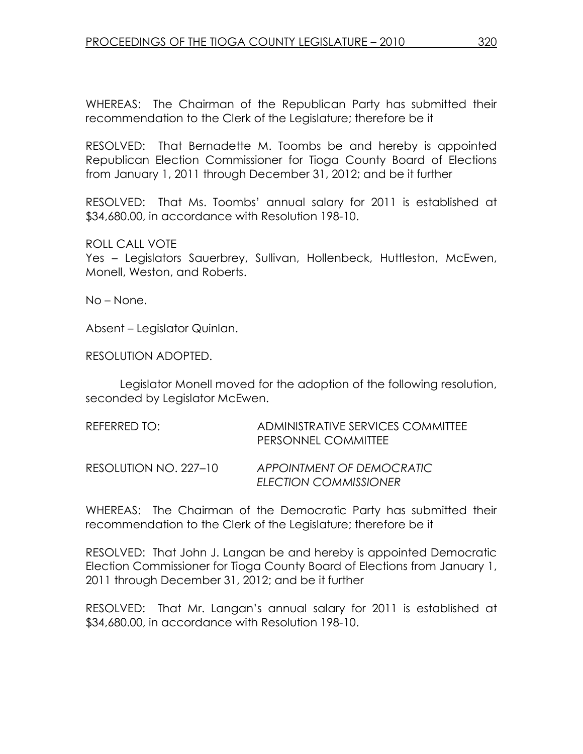WHEREAS: The Chairman of the Republican Party has submitted their recommendation to the Clerk of the Legislature; therefore be it

RESOLVED: That Bernadette M. Toombs be and hereby is appointed Republican Election Commissioner for Tioga County Board of Elections from January 1, 2011 through December 31, 2012; and be it further

RESOLVED: That Ms. Toombs' annual salary for 2011 is established at $34,680.00, in accordance with Resolution 198-10.

ROLL CALL VOTE
Yes – Legislators Sauerbrey, Sullivan, Hollenbeck, Huttleston, McEwen, Monell, Weston, and Roberts.

No – None.

Absent – Legislator Quinlan.

RESOLUTION ADOPTED.

Legislator Monell moved for the adoption of the following resolution, seconded by Legislator McEwen.

REFERRED TO: ADMINISTRATIVE SERVICES COMMITTEE
PERSONNEL COMMITTEE

RESOLUTION NO. 227–10 *APPOINTMENT OF DEMOCRATIC ELECTION COMMISSIONER*

WHEREAS: The Chairman of the Democratic Party has submitted their recommendation to the Clerk of the Legislature; therefore be it

RESOLVED: That John J. Langan be and hereby is appointed Democratic Election Commissioner for Tioga County Board of Elections from January 1, 2011 through December 31, 2012; and be it further

RESOLVED: That Mr. Langan's annual salary for 2011 is established at $34,680.00, in accordance with Resolution 198-10.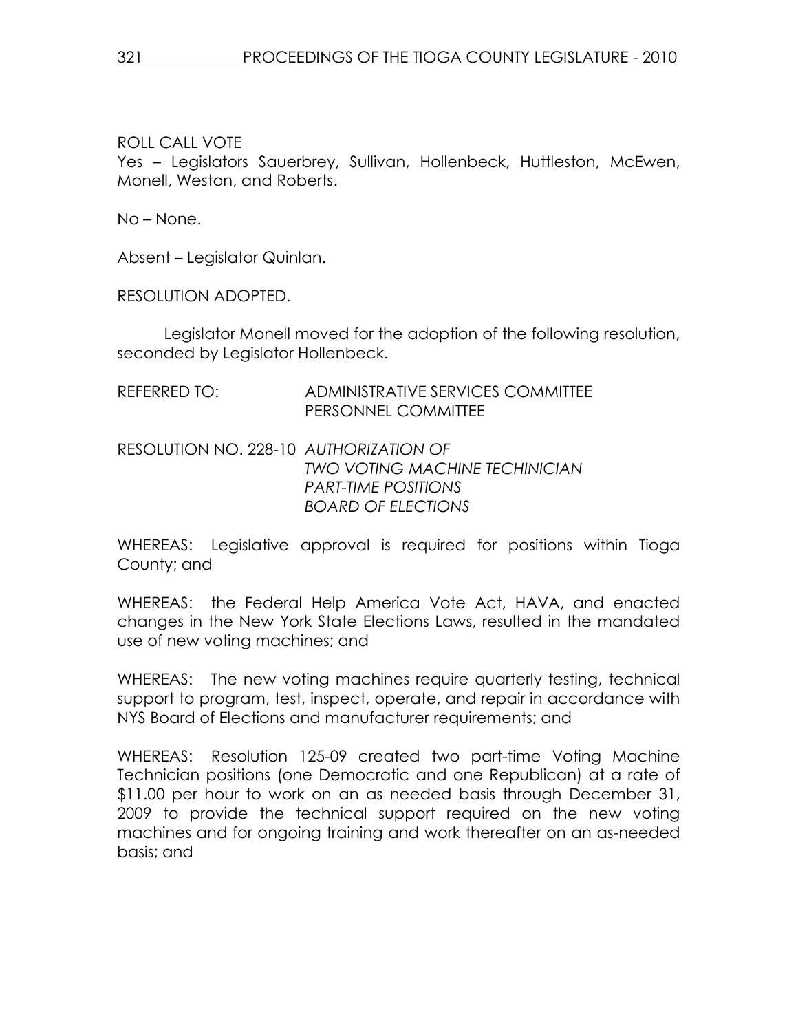ROLL CALL VOTE
Yes – Legislators Sauerbrey, Sullivan, Hollenbeck, Huttleston, McEwen, Monell, Weston, and Roberts.

No – None.

Absent – Legislator Quinlan.

RESOLUTION ADOPTED.

Legislator Monell moved for the adoption of the following resolution, seconded by Legislator Hollenbeck.

REFERRED TO: ADMINISTRATIVE SERVICES COMMITTEE
PERSONNEL COMMITTEE

RESOLUTION NO. 228-10 *AUTHORIZATION OF TWO VOTING MACHINE TECHINICIAN PART-TIME POSITIONS BOARD OF ELECTIONS*

WHEREAS: Legislative approval is required for positions within Tioga County; and

WHEREAS: the Federal Help America Vote Act, HAVA, and enacted changes in the New York State Elections Laws, resulted in the mandated use of new voting machines; and

WHEREAS: The new voting machines require quarterly testing, technical support to program, test, inspect, operate, and repair in accordance with NYS Board of Elections and manufacturer requirements; and

WHEREAS: Resolution 125-09 created two part-time Voting Machine Technician positions (one Democratic and one Republican) at a rate of \$11.00 per hour to work on an as needed basis through December 31, 2009 to provide the technical support required on the new voting machines and for ongoing training and work thereafter on an as-needed basis; and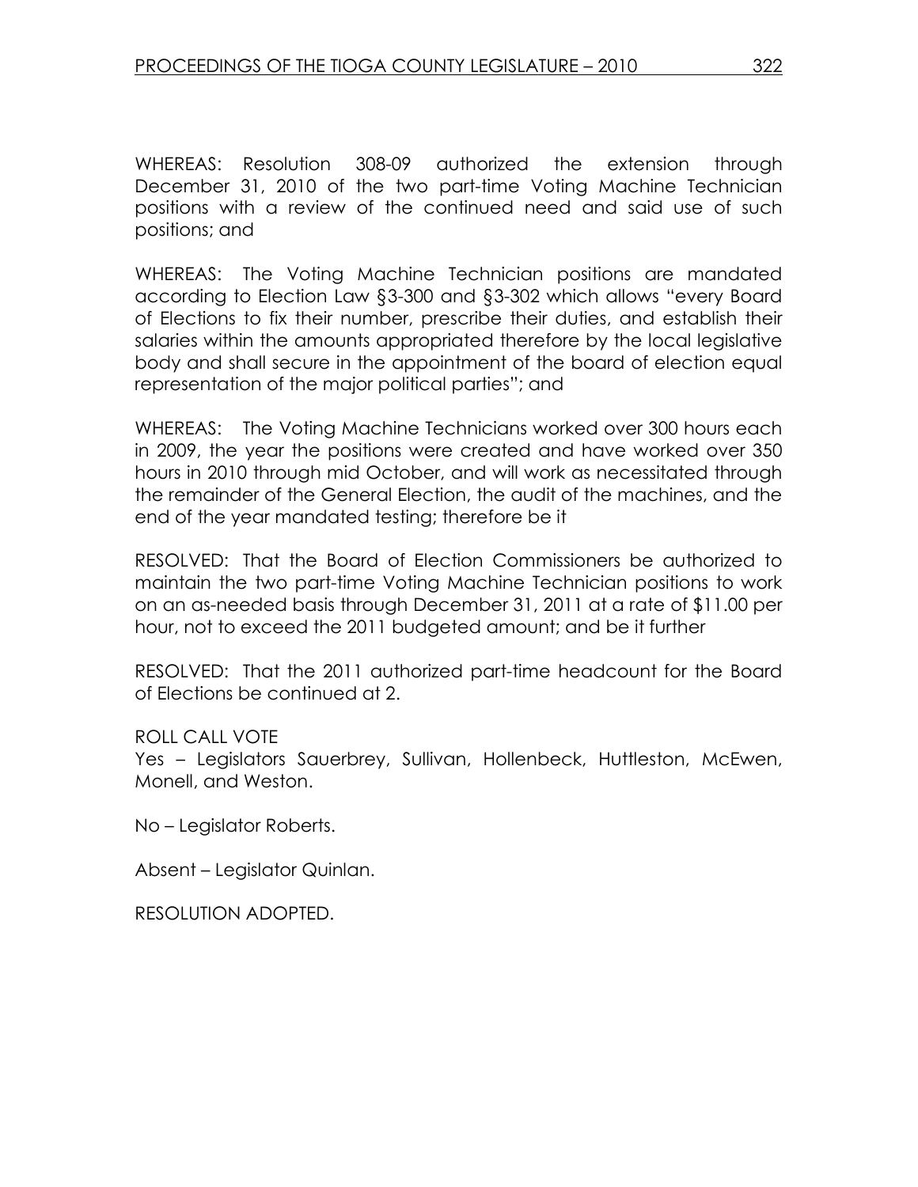WHEREAS: Resolution 308-09 authorized the extension through December 31, 2010 of the two part-time Voting Machine Technician positions with a review of the continued need and said use of such positions; and

WHEREAS: The Voting Machine Technician positions are mandated according to Election Law §3-300 and §3-302 which allows "every Board of Elections to fix their number, prescribe their duties, and establish their salaries within the amounts appropriated therefore by the local legislative body and shall secure in the appointment of the board of election equal representation of the major political parties"; and

WHEREAS: The Voting Machine Technicians worked over 300 hours each in 2009, the year the positions were created and have worked over 350 hours in 2010 through mid October, and will work as necessitated through the remainder of the General Election, the audit of the machines, and the end of the year mandated testing; therefore be it

RESOLVED: That the Board of Election Commissioners be authorized to maintain the two part-time Voting Machine Technician positions to work on an as-needed basis through December 31, 2011 at a rate of $11.00 per hour, not to exceed the 2011 budgeted amount; and be it further

RESOLVED: That the 2011 authorized part-time headcount for the Board of Elections be continued at 2.

ROLL CALL VOTE
Yes – Legislators Sauerbrey, Sullivan, Hollenbeck, Huttleston, McEwen, Monell, and Weston.

No – Legislator Roberts.

Absent – Legislator Quinlan.

RESOLUTION ADOPTED.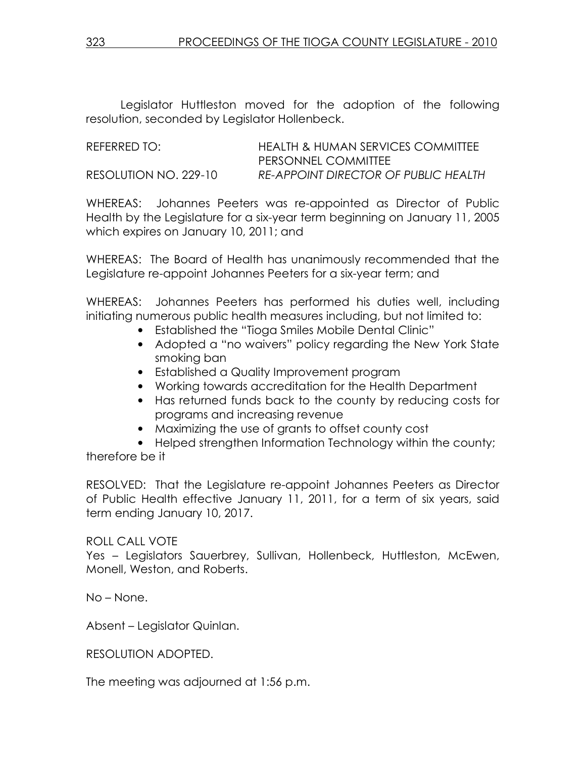Legislator Huttleston moved for the adoption of the following resolution, seconded by Legislator Hollenbeck.

| | |
|---|---|
| REFERRED TO: | HEALTH & HUMAN SERVICES COMMITTEE<br>PERSONNEL COMMITTEE |
| RESOLUTION NO. 229-10 | *RE-APPOINT DIRECTOR OF PUBLIC HEALTH* |

WHEREAS: Johannes Peeters was re-appointed as Director of Public Health by the Legislature for a six-year term beginning on January 11, 2005 which expires on January 10, 2011; and

WHEREAS: The Board of Health has unanimously recommended that the Legislature re-appoint Johannes Peeters for a six-year term; and

WHEREAS: Johannes Peeters has performed his duties well, including initiating numerous public health measures including, but not limited to:

- Established the "Tioga Smiles Mobile Dental Clinic"
- Adopted a "no waivers" policy regarding the New York State smoking ban
- Established a Quality Improvement program
- Working towards accreditation for the Health Department
- Has returned funds back to the county by reducing costs for programs and increasing revenue
- Maximizing the use of grants to offset county cost
- Helped strengthen Information Technology within the county;

therefore be it

RESOLVED: That the Legislature re-appoint Johannes Peeters as Director of Public Health effective January 11, 2011, for a term of six years, said term ending January 10, 2017.

ROLL CALL VOTE
Yes – Legislators Sauerbrey, Sullivan, Hollenbeck, Huttleston, McEwen, Monell, Weston, and Roberts.

No – None.

Absent – Legislator Quinlan.

RESOLUTION ADOPTED.

The meeting was adjourned at 1:56 p.m.